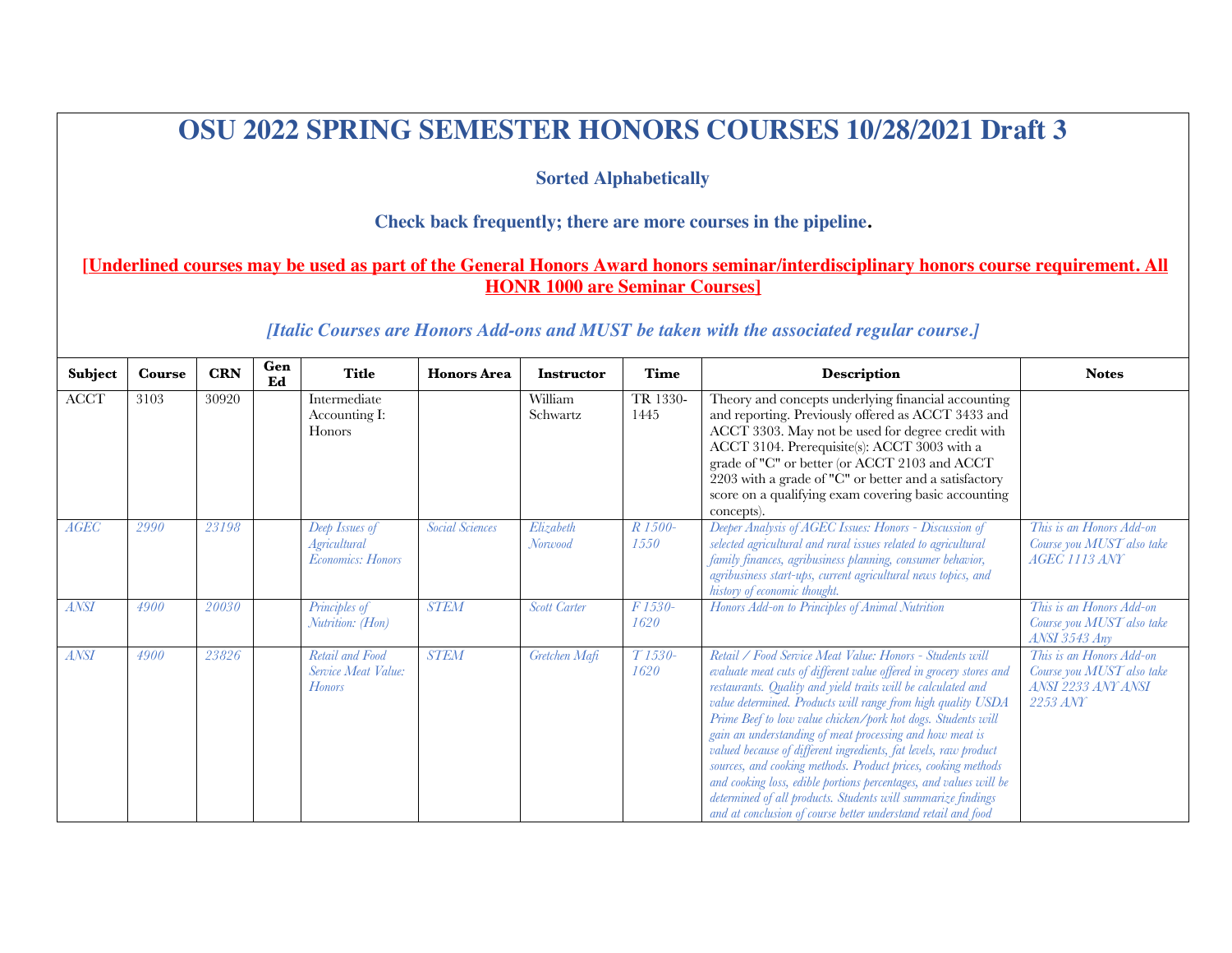# OSU 2022 SPRING SEMESTER HONORS COURSES 10/28/2021 Draft 3

**Sorted Alphabetically**

**Check back frequently; there are more courses in the pipeline.**

**[Underlined courses may be used as part of the General Honors Award honors seminar/interdisciplinary honors course requirement. All HONR 1000 are Seminar Courses]**

***[Italic Courses are Honors Add-ons and MUST be taken with the associated regular course.]***

| Subject | Course | CRN | Gen Ed | Title | Honors Area | Instructor | Time | Description | Notes |
|---|---|---|---|---|---|---|---|---|---|
| ACCT | 3103 | 30920 | | Intermediate Accounting I: Honors | | William Schwartz | TR 1330-1445 | Theory and concepts underlying financial accounting and reporting. Previously offered as ACCT 3433 and ACCT 3303. May not be used for degree credit with ACCT 3104. Prerequisite(s): ACCT 3003 with a grade of "C" or better (or ACCT 2103 and ACCT 2203 with a grade of "C" or better and a satisfactory score on a qualifying exam covering basic accounting concepts). | |
| *AGEC* | *2990* | *23198* | | *Deep Issues of Agricultural Economics: Honors* | *Social Sciences* | *Elizabeth Norwood* | *R 1500-1550* | *Deeper Analysis of AGEC Issues: Honors - Discussion of selected agricultural and rural issues related to agricultural family finances, agribusiness planning, consumer behavior, agribusiness start-ups, current agricultural news topics, and history of economic thought.* | *This is an Honors Add-on Course you MUST also take AGEC 1113 ANY* |
| *ANSI* | *4900* | *20030* | | *Principles of Nutrition: (Hon)* | *STEM* | *Scott Carter* | *F 1530-1620* | *Honors Add-on to Principles of Animal Nutrition* | *This is an Honors Add-on Course you MUST also take ANSI 3543 Any* |
| *ANSI* | *4900* | *23826* | | *Retail and Food Service Meat Value: Honors* | *STEM* | *Gretchen Mafi* | *T 1530-1620* | *Retail / Food Service Meat Value: Honors - Students will evaluate meat cuts of different value offered in grocery stores and restaurants. Quality and yield traits will be calculated and value determined. Products will range from high quality USDA Prime Beef to low value chicken/pork hot dogs. Students will gain an understanding of meat processing and how meat is valued because of different ingredients, fat levels, raw product sources, and cooking methods. Product prices, cooking methods and cooking loss, edible portions percentages, and values will be determined of all products. Students will summarize findings and at conclusion of course better understand retail and food* | *This is an Honors Add-on Course you MUST also take ANSI 2233 ANY ANSI 2253 ANY* |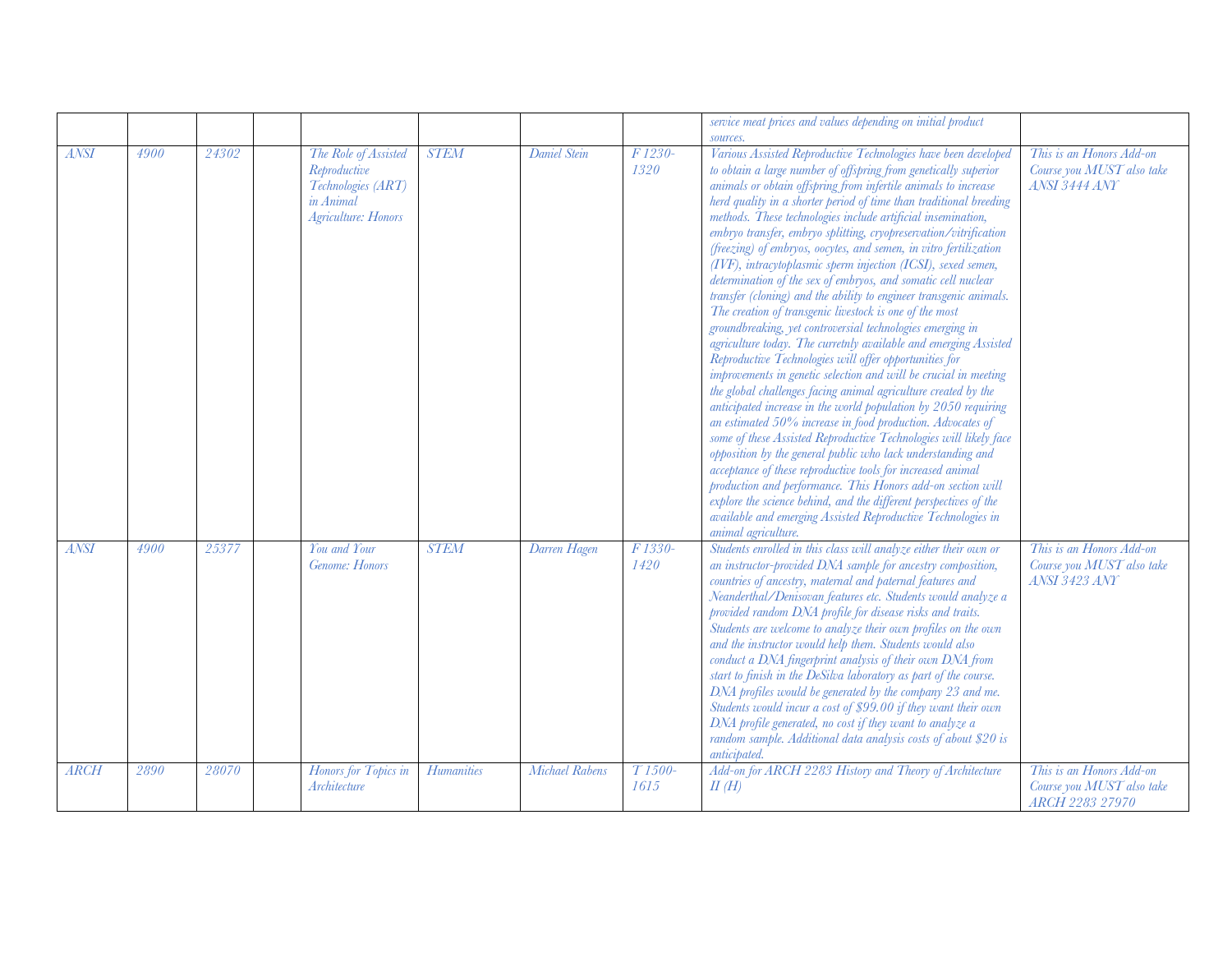|  |  |  |  |  |  |  |  |  |  |
|---|---|---|---|---|---|---|---|---|---|
|  |  |  |  |  |  |  |  | *service meat prices and values depending on initial product sources.* |  |
| *ANSI* | *4900* | *24302* |  | *The Role of Assisted Reproductive Technologies (ART) in Animal Agriculture: Honors* | *STEM* | *Daniel Stein* | *F 1230-1320* | *Various Assisted Reproductive Technologies have been developed to obtain a large number of offspring from genetically superior animals or obtain offspring from infertile animals to increase herd quality in a shorter period of time than traditional breeding methods. These technologies include artificial insemination, embryo transfer, embryo splitting, cryopreservation/vitrification (freezing) of embryos, oocytes, and semen, in vitro fertilization (IVF), intracytoplasmic sperm injection (ICSI), sexed semen, determination of the sex of embryos, and somatic cell nuclear transfer (cloning) and the ability to engineer transgenic animals. The creation of transgenic livestock is one of the most groundbreaking, yet controversial technologies emerging in agriculture today. The curretnly available and emerging Assisted Reproductive Technologies will offer opportunities for improvements in genetic selection and will be crucial in meeting the global challenges facing animal agriculture created by the anticipated increase in the world population by 2050 requiring an estimated 50% increase in food production. Advocates of some of these Assisted Reproductive Technologies will likely face opposition by the general public who lack understanding and acceptance of these reproductive tools for increased animal production and performance. This Honors add-on section will explore the science behind, and the different perspectives of the available and emerging Assisted Reproductive Technologies in animal agriculture.* | *This is an Honors Add-on Course you MUST also take ANSI 3444 ANY* |
| *ANSI* | *4900* | *25377* |  | *You and Your Genome: Honors* | *STEM* | *Darren Hagen* | *F 1330-1420* | *Students enrolled in this class will analyze either their own or an instructor-provided DNA sample for ancestry composition, countries of ancestry, maternal and paternal features and Neanderthal/Denisovan features etc. Students would analyze a provided random DNA profile for disease risks and traits. Students are welcome to analyze their own profiles on the own and the instructor would help them. Students would also conduct a DNA fingerprint analysis of their own DNA from start to finish in the DeSilva laboratory as part of the course. DNA profiles would be generated by the company 23 and me. Students would incur a cost of $99.00 if they want their own DNA profile generated, no cost if they want to analyze a random sample. Additional data analysis costs of about $20 is anticipated.* | *This is an Honors Add-on Course you MUST also take ANSI 3423 ANY* |
| *ARCH* | *2890* | *28070* |  | *Honors for Topics in Architecture* | *Humanities* | *Michael Rabens* | *T 1500-1615* | *Add-on for ARCH 2283 History and Theory of Architecture II (H)* | *This is an Honors Add-on Course you MUST also take ARCH 2283 27970* |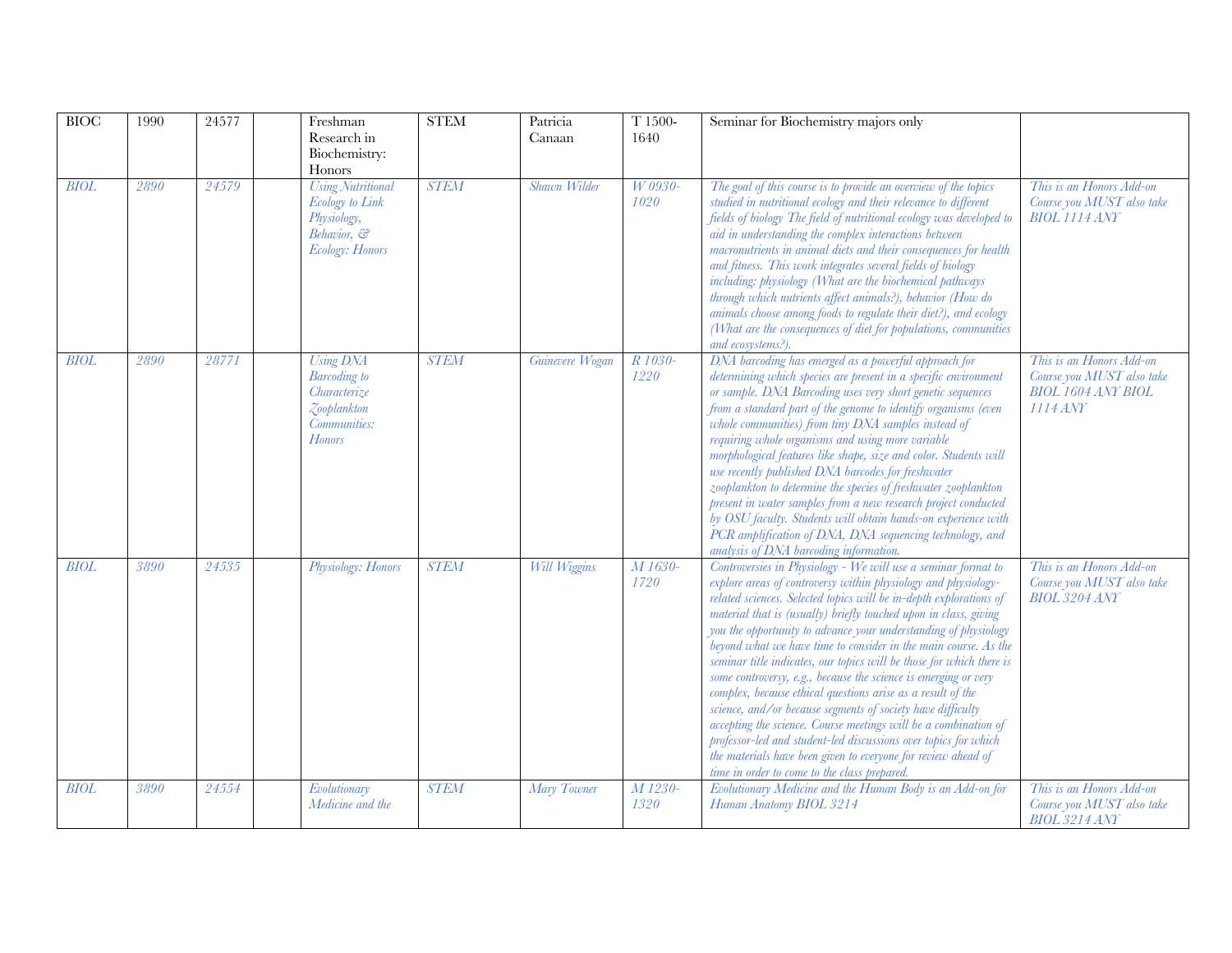| | | | | | | | | | |
|---|---|---|---|---|---|---|---|---|---|
| BIOC | 1990 | 24577 | | Freshman Research in Biochemistry: Honors | STEM | Patricia Canaan | T 1500-1640 | Seminar for Biochemistry majors only | |
| *BIOL* | *2890* | *24579* | | *Using Nutritional Ecology to Link Physiology, Behavior, & Ecology: Honors* | *STEM* | *Shawn Wilder* | *W 0930-1020* | *The goal of this course is to provide an overview of the topics studied in nutritional ecology and their relevance to different fields of biology The field of nutritional ecology was developed to aid in understanding the complex interactions between macronutrients in animal diets and their consequences for health and fitness. This work integrates several fields of biology including: physiology (What are the biochemical pathways through which nutrients affect animals?), behavior (How do animals choose among foods to regulate their diet?), and ecology (What are the consequences of diet for populations, communities and ecosystems?).* | *This is an Honors Add-on Course you MUST also take BIOL 1114 ANY* |
| *BIOL* | *2890* | *28771* | | *Using DNA Barcoding to Characterize Zooplankton Communities: Honors* | *STEM* | *Guinevere Wogan* | *R 1030-1220* | *DNA barcoding has emerged as a powerful approach for determining which species are present in a specific environment or sample. DNA Barcoding uses very short genetic sequences from a standard part of the genome to identify organisms (even whole communities) from tiny DNA samples instead of requiring whole organisms and using more variable morphological features like shape, size and color. Students will use recently published DNA barcodes for freshwater zooplankton to determine the species of freshwater zooplankton present in water samples from a new research project conducted by OSU faculty. Students will obtain hands-on experience with PCR amplification of DNA, DNA sequencing technology, and analysis of DNA barcoding information.* | *This is an Honors Add-on Course you MUST also take BIOL 1604 ANY BIOL 1114 ANY* |
| *BIOL* | *3890* | *24535* | | *Physiology: Honors* | *STEM* | *Will Wiggins* | *M 1630-1720* | *Controversies in Physiology - We will use a seminar format to explore areas of controversy within physiology and physiology-related sciences. Selected topics will be in-depth explorations of material that is (usually) briefly touched upon in class, giving you the opportunity to advance your understanding of physiology beyond what we have time to consider in the main course. As the seminar title indicates, our topics will be those for which there is some controversy, e.g., because the science is emerging or very complex, because ethical questions arise as a result of the science, and/or because segments of society have difficulty accepting the science. Course meetings will be a combination of professor-led and student-led discussions over topics for which the materials have been given to everyone for review ahead of time in order to come to the class prepared.* | *This is an Honors Add-on Course you MUST also take BIOL 3204 ANY* |
| *BIOL* | *3890* | *24554* | | *Evolutionary Medicine and the* | *STEM* | *Mary Towner* | *M 1230-1320* | *Evolutionary Medicine and the Human Body is an Add-on for Human Anatomy BIOL 3214* | *This is an Honors Add-on Course you MUST also take BIOL 3214 ANY* |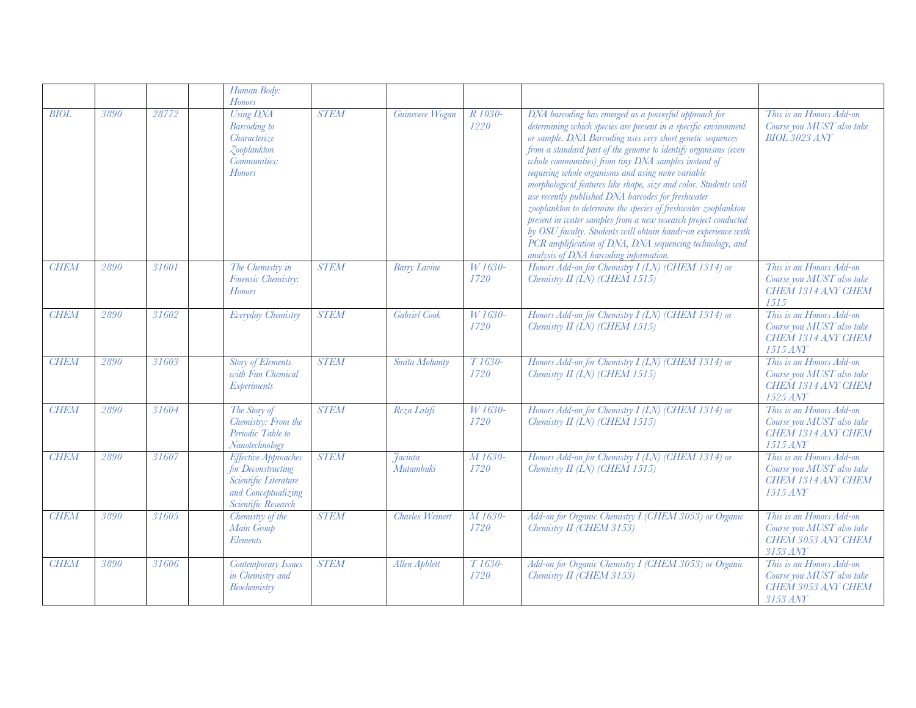| | | | | | | | | | |
|---|---|---|---|---|---|---|---|---|---|
| | | | | Human Body: Honors | | | | | |
| BIOL | 3890 | 28772 | | Using DNA Barcoding to Characterize Zooplankton Communities: Honors | STEM | Guinevere Wogan | R 1030-1220 | DNA barcoding has emerged as a powerful approach for determining which species are present in a specific environment or sample. DNA Barcoding uses very short genetic sequences from a standard part of the genome to identify organisms (even whole communities) from tiny DNA samples instead of requiring whole organisms and using more variable morphological features like shape, size and color. Students will use recently published DNA barcodes for freshwater zooplankton to determine the species of freshwater zooplankton present in water samples from a new research project conducted by OSU faculty. Students will obtain hands-on experience with PCR amplification of DNA, DNA sequencing technology, and analysis of DNA barcoding information. | This is an Honors Add-on Course you MUST also take BIOL 3023 ANY |
| CHEM | 2890 | 31601 | | The Chemistry in Forensic Chemistry: Honors | STEM | Barry Lavine | W 1630-1720 | Honors Add-on for Chemistry I (LN) (CHEM 1314) or Chemistry II (LN) (CHEM 1515) | This is an Honors Add-on Course you MUST also take CHEM 1314 ANY CHEM 1515 |
| CHEM | 2890 | 31602 | | Everyday Chemistry | STEM | Gabriel Cook | W 1630-1720 | Honors Add-on for Chemistry I (LN) (CHEM 1314) or Chemistry II (LN) (CHEM 1515) | This is an Honors Add-on Course you MUST also take CHEM 1314 ANY CHEM 1515 ANY |
| CHEM | 2890 | 31603 | | Story of Elements with Fun Chemical Experiments | STEM | Smita Mohanty | T 1630-1720 | Honors Add-on for Chemistry I (LN) (CHEM 1314) or Chemistry II (LN) (CHEM 1515) | This is an Honors Add-on Course you MUST also take CHEM 1314 ANY CHEM 1525 ANY |
| CHEM | 2890 | 31604 | | The Story of Chemistry: From the Periodic Table to Nanotechnology | STEM | Reza Latifi | W 1630-1720 | Honors Add-on for Chemistry I (LN) (CHEM 1314) or Chemistry II (LN) (CHEM 1515) | This is an Honors Add-on Course you MUST also take CHEM 1314 ANY CHEM 1515 ANY |
| CHEM | 2890 | 31607 | | Effective Approaches for Deconstructing Scientific Literature and Conceptualizing Scientific Research | STEM | Jacinta Mutambuki | M 1630-1720 | Honors Add-on for Chemistry I (LN) (CHEM 1314) or Chemistry II (LN) (CHEM 1515) | This is an Honors Add-on Course you MUST also take CHEM 1314 ANY CHEM 1515 ANY |
| CHEM | 3890 | 31605 | | Chemistry of the Main Group Elements | STEM | Charles Weinert | M 1630-1720 | Add-on for Organic Chemistry I (CHEM 3053) or Organic Chemistry II (CHEM 3153) | This is an Honors Add-on Course you MUST also take CHEM 3053 ANY CHEM 3153 ANY |
| CHEM | 3890 | 31606 | | Contemporary Issues in Chemistry and Biochemistry | STEM | Allen Apblett | T 1630-1720 | Add-on for Organic Chemistry I (CHEM 3053) or Organic Chemistry II (CHEM 3153) | This is an Honors Add-on Course you MUST also take CHEM 3053 ANY CHEM 3153 ANY |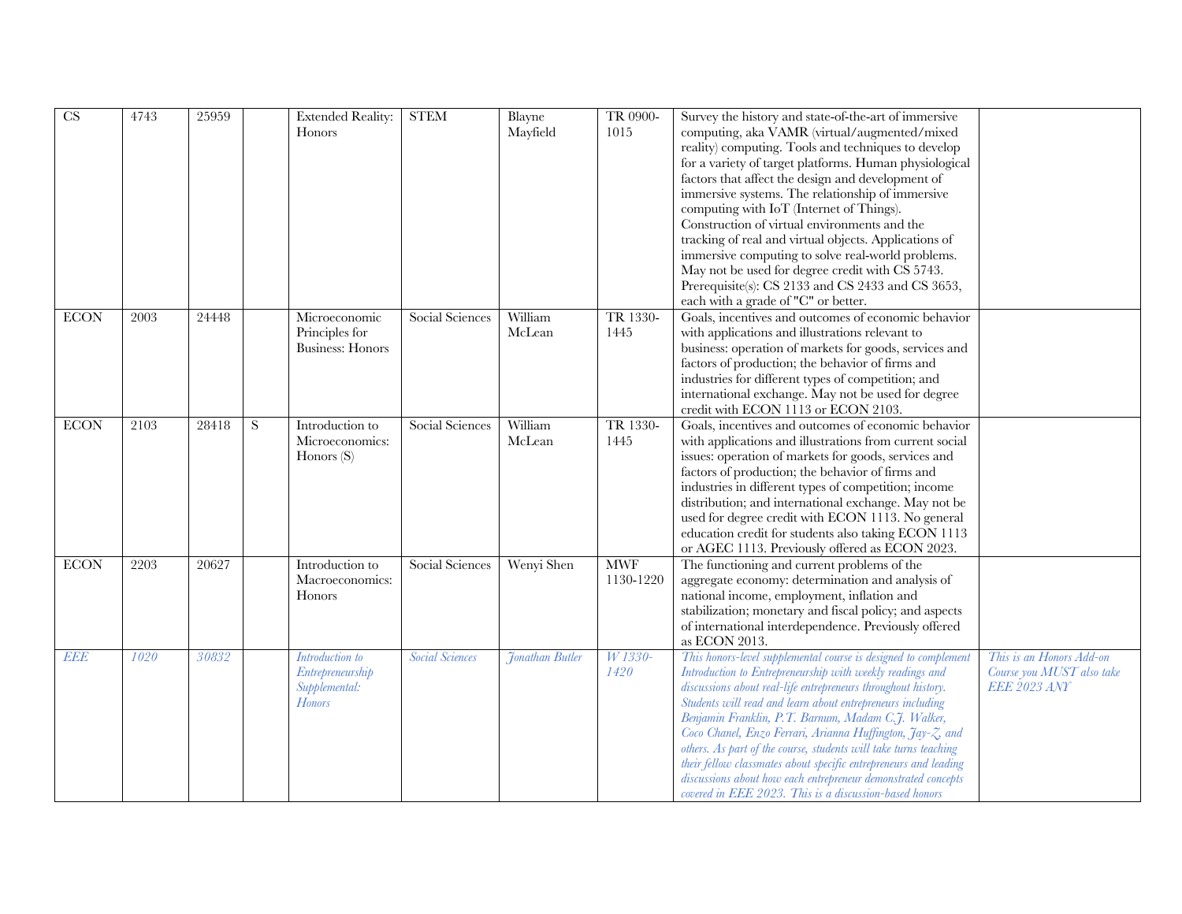| CS | 4743 | 25959 | | Extended Reality: Honors | STEM | Blayne Mayfield | TR 0900-1015 | Survey the history and state-of-the-art of immersive computing, aka VAMR (virtual/augmented/mixed reality) computing. Tools and techniques to develop for a variety of target platforms. Human physiological factors that affect the design and development of immersive systems. The relationship of immersive computing with IoT (Internet of Things). Construction of virtual environments and the tracking of real and virtual objects. Applications of immersive computing to solve real-world problems. May not be used for degree credit with CS 5743. Prerequisite(s): CS 2133 and CS 2433 and CS 3653, each with a grade of "C" or better. | |
|---|---|---|---|---|---|---|---|---|---|
| ECON | 2003 | 24448 | | Microeconomic Principles for Business: Honors | Social Sciences | William McLean | TR 1330-1445 | Goals, incentives and outcomes of economic behavior with applications and illustrations relevant to business: operation of markets for goods, services and factors of production; the behavior of firms and industries for different types of competition; and international exchange. May not be used for degree credit with ECON 1113 or ECON 2103. | |
| ECON | 2103 | 28418 | S | Introduction to Microeconomics: Honors (S) | Social Sciences | William McLean | TR 1330-1445 | Goals, incentives and outcomes of economic behavior with applications and illustrations from current social issues: operation of markets for goods, services and factors of production; the behavior of firms and industries in different types of competition; income distribution; and international exchange. May not be used for degree credit with ECON 1113. No general education credit for students also taking ECON 1113 or AGEC 1113. Previously offered as ECON 2023. | |
| ECON | 2203 | 20627 | | Introduction to Macroeconomics: Honors | Social Sciences | Wenyi Shen | MWF 1130-1220 | The functioning and current problems of the aggregate economy: determination and analysis of national income, employment, inflation and stabilization; monetary and fiscal policy; and aspects of international interdependence. Previously offered as ECON 2013. | |
| *EEE* | *1020* | *30832* | | *Introduction to Entrepreneurship Supplemental: Honors* | *Social Sciences* | *Jonathan Butler* | *W 1330-1420* | *This honors-level supplemental course is designed to complement Introduction to Entrepreneurship with weekly readings and discussions about real-life entrepreneurs throughout history. Students will read and learn about entrepreneurs including Benjamin Franklin, P.T. Barnum, Madam C.J. Walker, Coco Chanel, Enzo Ferrari, Arianna Huffington, Jay-Z, and others. As part of the course, students will take turns teaching their fellow classmates about specific entrepreneurs and leading discussions about how each entrepreneur demonstrated concepts covered in EEE 2023. This is a discussion-based honors* | *This is an Honors Add-on Course you MUST also take EEE 2023 ANY* |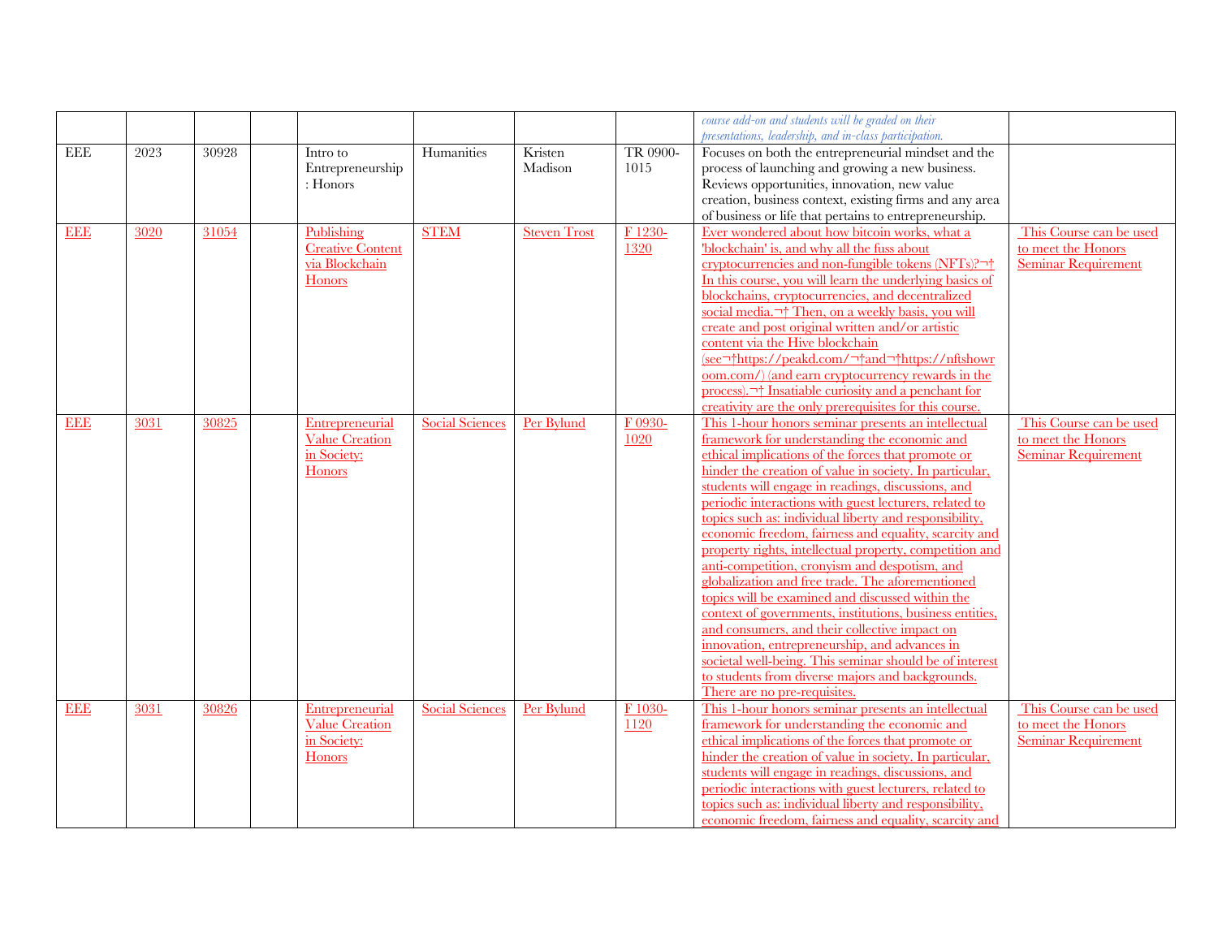| | | | | | | | | | |
|---|---|---|---|---|---|---|---|---|---|
| | | | | | | | | *course add-on and students will be graded on their presentations, leadership, and in-class participation.* | |
| EEE | 2023 | 30928 | | Intro to Entrepreneurship : Honors | Humanities | Kristen Madison | TR 0900-1015 | Focuses on both the entrepreneurial mindset and the process of launching and growing a new business. Reviews opportunities, innovation, new value creation, business context, existing firms and any area of business or life that pertains to entrepreneurship. | |
| EEE | 3020 | 31054 | | Publishing Creative Content via Blockchain Honors | STEM | Steven Trost | F 1230-1320 | Ever wondered about how bitcoin works, what a 'blockchain' is, and why all the fuss about cryptocurrencies and non-fungible tokens (NFTs)?¬† In this course, you will learn the underlying basics of blockchains, cryptocurrencies, and decentralized social media.¬† Then, on a weekly basis, you will create and post original written and/or artistic content via the Hive blockchain (see¬†https://peakd.com/¬†and¬†https://nftshowroom.com/) (and earn cryptocurrency rewards in the process).¬† Insatiable curiosity and a penchant for creativity are the only prerequisites for this course. | This Course can be used to meet the Honors Seminar Requirement |
| EEE | 3031 | 30825 | | Entrepreneurial Value Creation in Society: Honors | Social Sciences | Per Bylund | F 0930-1020 | This 1-hour honors seminar presents an intellectual framework for understanding the economic and ethical implications of the forces that promote or hinder the creation of value in society. In particular, students will engage in readings, discussions, and periodic interactions with guest lecturers, related to topics such as: individual liberty and responsibility, economic freedom, fairness and equality, scarcity and property rights, intellectual property, competition and anti-competition, cronyism and despotism, and globalization and free trade. The aforementioned topics will be examined and discussed within the context of governments, institutions, business entities, and consumers, and their collective impact on innovation, entrepreneurship, and advances in societal well-being. This seminar should be of interest to students from diverse majors and backgrounds. There are no pre-requisites. | This Course can be used to meet the Honors Seminar Requirement |
| EEE | 3031 | 30826 | | Entrepreneurial Value Creation in Society: Honors | Social Sciences | Per Bylund | F 1030-1120 | This 1-hour honors seminar presents an intellectual framework for understanding the economic and ethical implications of the forces that promote or hinder the creation of value in society. In particular, students will engage in readings, discussions, and periodic interactions with guest lecturers, related to topics such as: individual liberty and responsibility, economic freedom, fairness and equality, scarcity and | This Course can be used to meet the Honors Seminar Requirement |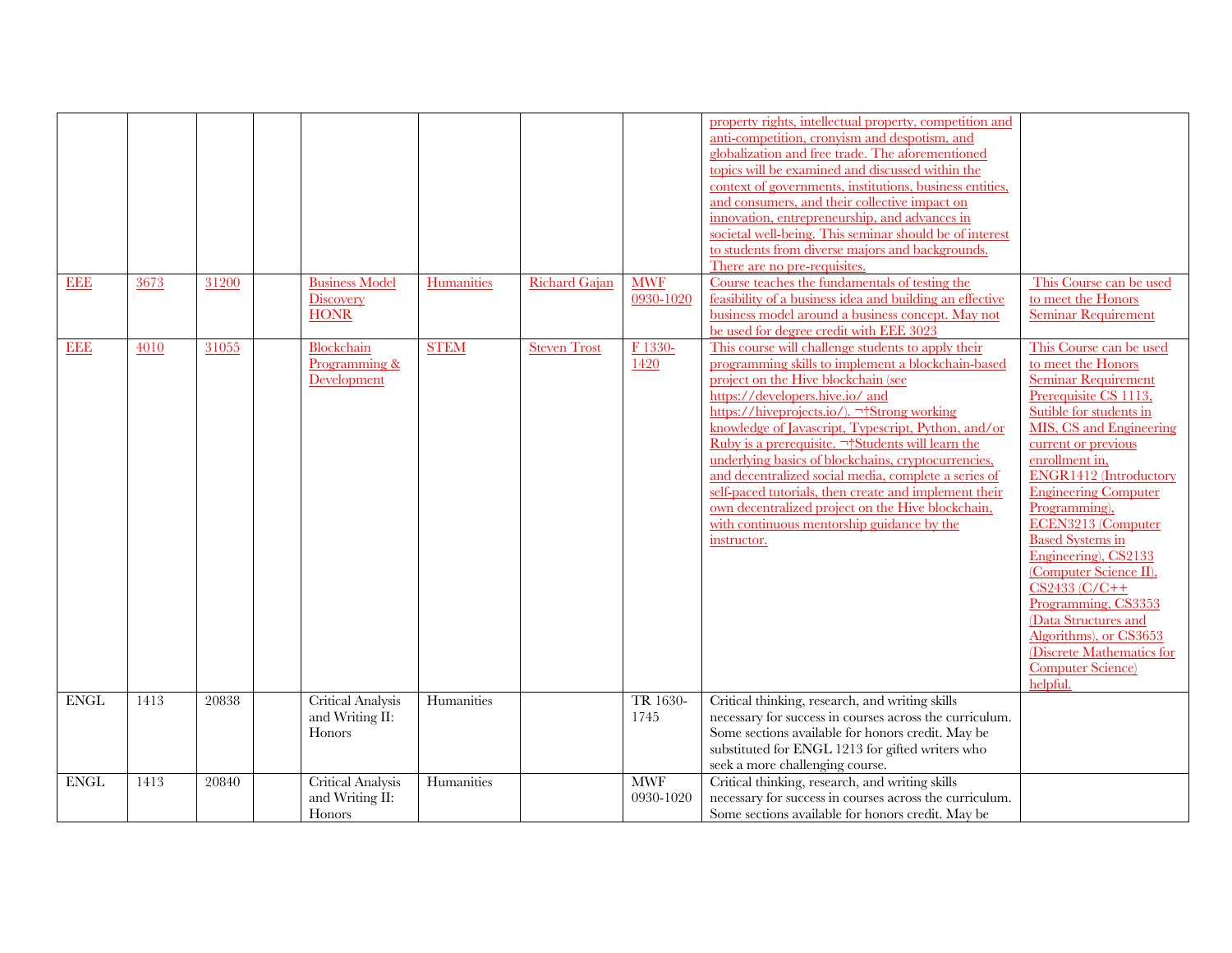| | | | | | | | | | |
|---|---|---|---|---|---|---|---|---|---|
| | | | | | | | | property rights, intellectual property, competition and anti-competition, cronyism and despotism, and globalization and free trade. The aforementioned topics will be examined and discussed within the context of governments, institutions, business entities, and consumers, and their collective impact on innovation, entrepreneurship, and advances in societal well-being. This seminar should be of interest to students from diverse majors and backgrounds. There are no pre-requisites. | |
| EEE | 3673 | 31200 | | Business Model Discovery HONR | Humanities | Richard Gajan | MWF 0930-1020 | Course teaches the fundamentals of testing the feasibility of a business idea and building an effective business model around a business concept. May not be used for degree credit with EEE 3023 | This Course can be used to meet the Honors Seminar Requirement |
| EEE | 4010 | 31055 | | Blockchain Programming & Development | STEM | Steven Trost | F 1330-1420 | This course will challenge students to apply their programming skills to implement a blockchain-based project on the Hive blockchain (see https://developers.hive.io/ and https://hiveprojects.io/). ¬†Strong working knowledge of Javascript, Typescript, Python, and/or Ruby is a prerequisite. ¬†Students will learn the underlying basics of blockchains, cryptocurrencies, and decentralized social media, complete a series of self-paced tutorials, then create and implement their own decentralized project on the Hive blockchain, with continuous mentorship guidance by the instructor. | This Course can be used to meet the Honors Seminar Requirement Prerequisite CS 1113, Sutible for students in MIS, CS and Engineering current or previous enrollment in, ENGR1412 (Introductory Engineering Computer Programming), ECEN3213 (Computer Based Systems in Engineering), CS2133 (Computer Science II), CS2433 (C/C++ Programming, CS3353 (Data Structures and Algorithms), or CS3653 (Discrete Mathematics for Computer Science) helpful. |
| ENGL | 1413 | 20838 | | Critical Analysis and Writing II: Honors | Humanities | | TR 1630-1745 | Critical thinking, research, and writing skills necessary for success in courses across the curriculum. Some sections available for honors credit. May be substituted for ENGL 1213 for gifted writers who seek a more challenging course. | |
| ENGL | 1413 | 20840 | | Critical Analysis and Writing II: Honors | Humanities | | MWF 0930-1020 | Critical thinking, research, and writing skills necessary for success in courses across the curriculum. Some sections available for honors credit. May be | |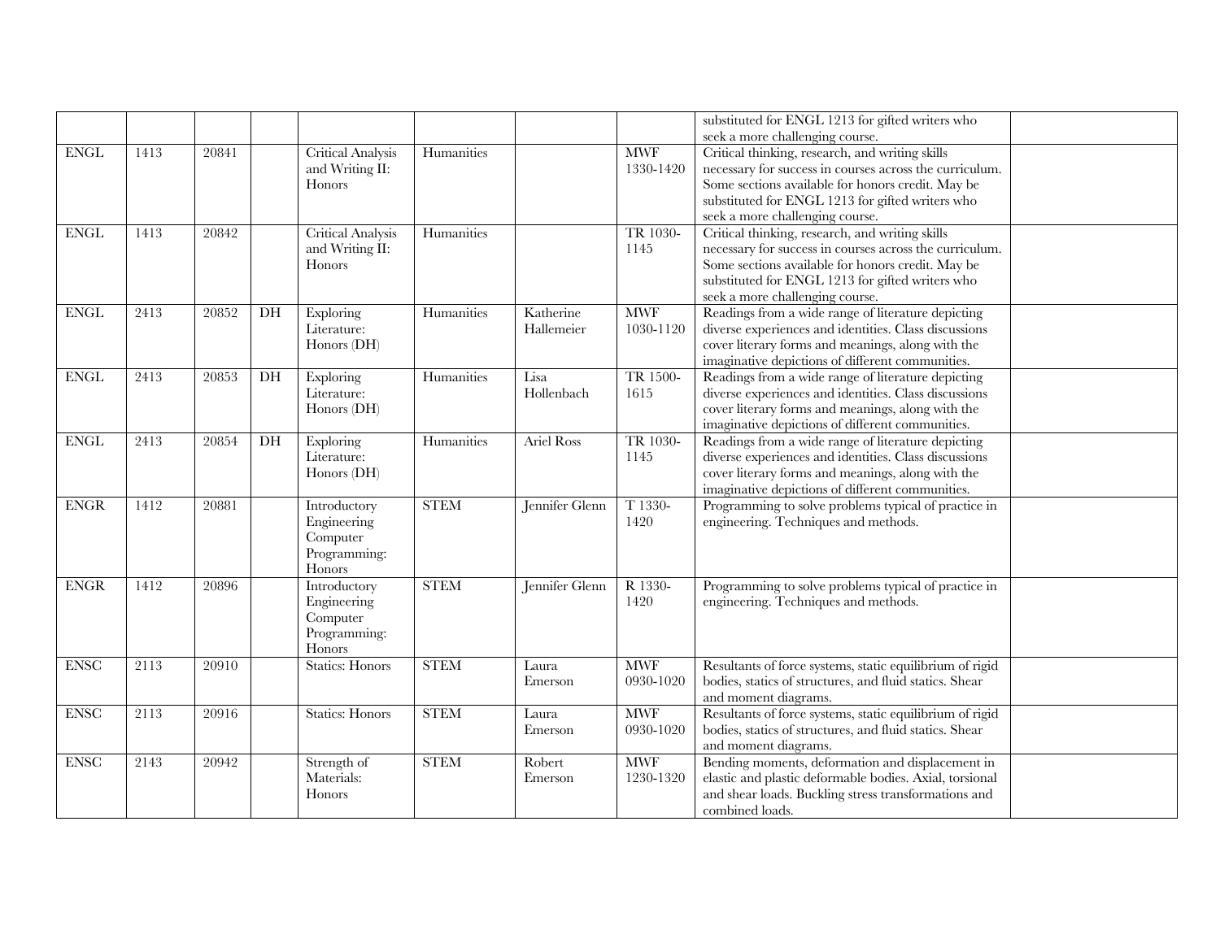| | | | | | | | | | |
|---|---|---|---|---|---|---|---|---|---|
| | | | | | | | | substituted for ENGL 1213 for gifted writers who seek a more challenging course. | |
| ENGL | 1413 | 20841 | | Critical Analysis and Writing II: Honors | Humanities | | MWF 1330-1420 | Critical thinking, research, and writing skills necessary for success in courses across the curriculum. Some sections available for honors credit. May be substituted for ENGL 1213 for gifted writers who seek a more challenging course. | |
| ENGL | 1413 | 20842 | | Critical Analysis and Writing II: Honors | Humanities | | TR 1030-1145 | Critical thinking, research, and writing skills necessary for success in courses across the curriculum. Some sections available for honors credit. May be substituted for ENGL 1213 for gifted writers who seek a more challenging course. | |
| ENGL | 2413 | 20852 | DH | Exploring Literature: Honors (DH) | Humanities | Katherine Hallemeier | MWF 1030-1120 | Readings from a wide range of literature depicting diverse experiences and identities. Class discussions cover literary forms and meanings, along with the imaginative depictions of different communities. | |
| ENGL | 2413 | 20853 | DH | Exploring Literature: Honors (DH) | Humanities | Lisa Hollenbach | TR 1500-1615 | Readings from a wide range of literature depicting diverse experiences and identities. Class discussions cover literary forms and meanings, along with the imaginative depictions of different communities. | |
| ENGL | 2413 | 20854 | DH | Exploring Literature: Honors (DH) | Humanities | Ariel Ross | TR 1030-1145 | Readings from a wide range of literature depicting diverse experiences and identities. Class discussions cover literary forms and meanings, along with the imaginative depictions of different communities. | |
| ENGR | 1412 | 20881 | | Introductory Engineering Computer Programming: Honors | STEM | Jennifer Glenn | T 1330-1420 | Programming to solve problems typical of practice in engineering. Techniques and methods. | |
| ENGR | 1412 | 20896 | | Introductory Engineering Computer Programming: Honors | STEM | Jennifer Glenn | R 1330-1420 | Programming to solve problems typical of practice in engineering. Techniques and methods. | |
| ENSC | 2113 | 20910 | | Statics: Honors | STEM | Laura Emerson | MWF 0930-1020 | Resultants of force systems, static equilibrium of rigid bodies, statics of structures, and fluid statics. Shear and moment diagrams. | |
| ENSC | 2113 | 20916 | | Statics: Honors | STEM | Laura Emerson | MWF 0930-1020 | Resultants of force systems, static equilibrium of rigid bodies, statics of structures, and fluid statics. Shear and moment diagrams. | |
| ENSC | 2143 | 20942 | | Strength of Materials: Honors | STEM | Robert Emerson | MWF 1230-1320 | Bending moments, deformation and displacement in elastic and plastic deformable bodies. Axial, torsional and shear loads. Buckling stress transformations and combined loads. | |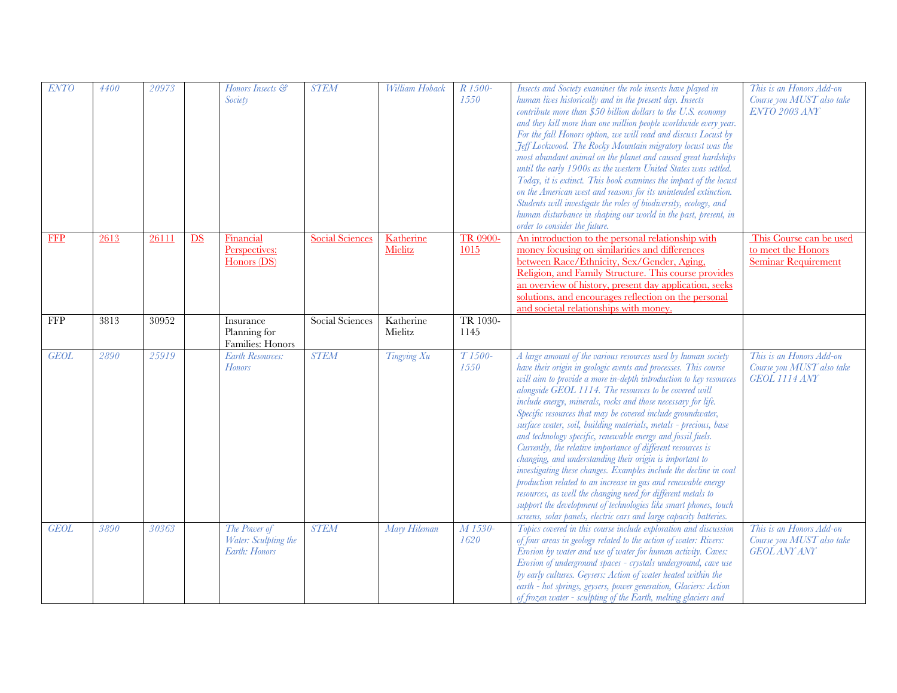| ENTO | 4400 | 20973 | | Honors Insects & Society | STEM | William Hoback | R 1500-1550 | Insects and Society examines the role insects have played in human lives historically and in the present day. Insects contribute more than $50 billion dollars to the U.S. economy and they kill more than one million people worldwide every year. For the fall Honors option, we will read and discuss Locust by Jeff Lockwood. The Rocky Mountain migratory locust was the most abundant animal on the planet and caused great hardships until the early 1900s as the western United States was settled. Today, it is extinct. This book examines the impact of the locust on the American west and reasons for its unintended extinction. Students will investigate the roles of biodiversity, ecology, and human disturbance in shaping our world in the past, present, in order to consider the future. | This is an Honors Add-on Course you MUST also take ENTO 2003 ANY |
|---|---|---|---|---|---|---|---|---|---|
| FFP | 2613 | 26111 | DS | Financial Perspectives: Honors (DS) | Social Sciences | Katherine Mielitz | TR 0900-1015 | An introduction to the personal relationship with money focusing on similarities and differences between Race/Ethnicity, Sex/Gender, Aging, Religion, and Family Structure. This course provides an overview of history, present day application, seeks solutions, and encourages reflection on the personal and societal relationships with money. | This Course can be used to meet the Honors Seminar Requirement |
| FFP | 3813 | 30952 | | Insurance Planning for Families: Honors | Social Sciences | Katherine Mielitz | TR 1030-1145 | | |
| GEOL | 2890 | 25919 | | Earth Resources: Honors | STEM | Tingying Xu | T 1500-1550 | A large amount of the various resources used by human society have their origin in geologic events and processes. This course will aim to provide a more in-depth introduction to key resources alongside GEOL 1114. The resources to be covered will include energy, minerals, rocks and those necessary for life. Specific resources that may be covered include groundwater, surface water, soil, building materials, metals - precious, base and technology specific, renewable energy and fossil fuels. Currently, the relative importance of different resources is changing, and understanding their origin is important to investigating these changes. Examples include the decline in coal production related to an increase in gas and renewable energy resources, as well the changing need for different metals to support the development of technologies like smart phones, touch screens, solar panels, electric cars and large capacity batteries. | This is an Honors Add-on Course you MUST also take GEOL 1114 ANY |
| GEOL | 3890 | 30363 | | The Power of Water: Sculpting the Earth: Honors | STEM | Mary Hileman | M 1530-1620 | Topics covered in this course include exploration and discussion of four areas in geology related to the action of water: Rivers: Erosion by water and use of water for human activity. Caves: Erosion of underground spaces - crystals underground, cave use by early cultures. Geysers: Action of water heated within the earth - hot springs, geysers, power generation, Glaciers: Action of frozen water - sculpting of the Earth, melting glaciers and | This is an Honors Add-on Course you MUST also take GEOL ANY ANY |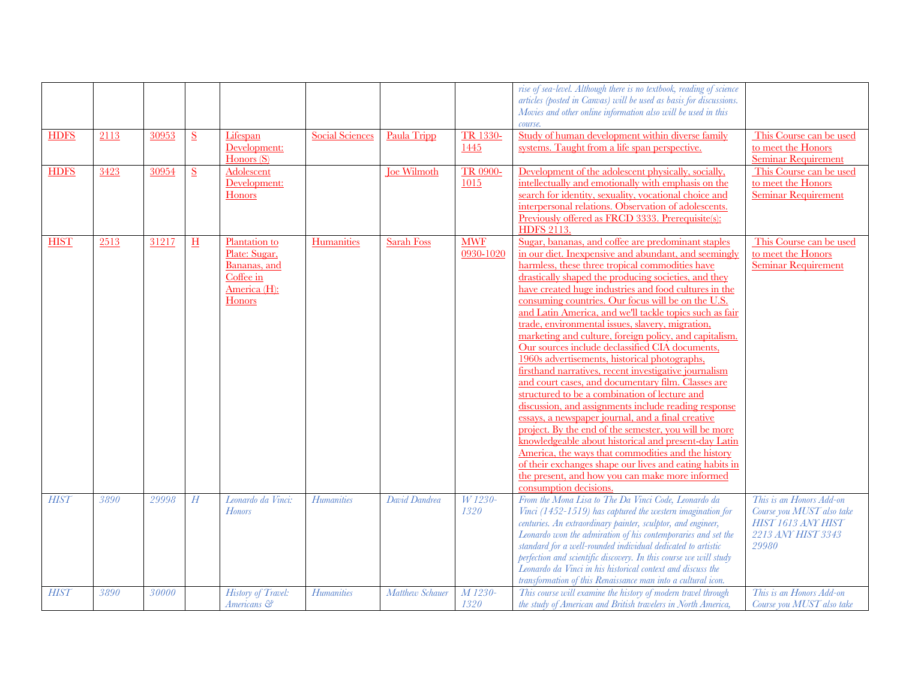| | | | | | | | | | |
|---|---|---|---|---|---|---|---|---|---|
| | | | | | | | | rise of sea-level. Although there is no textbook, reading of science articles (posted in Canvas) will be used as basis for discussions. Movies and other online information also will be used in this course. | |
| HDFS | 2113 | 30953 | S | Lifespan Development: Honors (S) | Social Sciences | Paula Tripp | TR 1330-1445 | Study of human development within diverse family systems. Taught from a life span perspective. | This Course can be used to meet the Honors Seminar Requirement |
| HDFS | 3423 | 30954 | S | Adolescent Development: Honors | | Joe Wilmoth | TR 0900-1015 | Development of the adolescent physically, socially, intellectually and emotionally with emphasis on the search for identity, sexuality, vocational choice and interpersonal relations. Observation of adolescents. Previously offered as FRCD 3333. Prerequisite(s): HDFS 2113. | This Course can be used to meet the Honors Seminar Requirement |
| HIST | 2513 | 31217 | H | Plantation to Plate: Sugar, Bananas, and Coffee in America (H): Honors | Humanities | Sarah Foss | MWF 0930-1020 | Sugar, bananas, and coffee are predominant staples in our diet. Inexpensive and abundant, and seemingly harmless, these three tropical commodities have drastically shaped the producing societies, and they have created huge industries and food cultures in the consuming countries. Our focus will be on the U.S. and Latin America, and we'll tackle topics such as fair trade, environmental issues, slavery, migration, marketing and culture, foreign policy, and capitalism. Our sources include declassified CIA documents, 1960s advertisements, historical photographs, firsthand narratives, recent investigative journalism and court cases, and documentary film. Classes are structured to be a combination of lecture and discussion, and assignments include reading response essays, a newspaper journal, and a final creative project. By the end of the semester, you will be more knowledgeable about historical and present-day Latin America, the ways that commodities and the history of their exchanges shape our lives and eating habits in the present, and how you can make more informed consumption decisions. | This Course can be used to meet the Honors Seminar Requirement |
| HIST | 3890 | 29998 | H | Leonardo da Vinci: Honors | Humanities | David Dandrea | W 1230-1320 | From the Mona Lisa to The Da Vinci Code, Leonardo da Vinci (1452-1519) has captured the western imagination for centuries. An extraordinary painter, sculptor, and engineer, Leonardo won the admiration of his contemporaries and set the standard for a well-rounded individual dedicated to artistic perfection and scientific discovery. In this course we will study Leonardo da Vinci in his historical context and discuss the transformation of this Renaissance man into a cultural icon. | This is an Honors Add-on Course you MUST also take HIST 1613 ANY HIST 2213 ANY HIST 3343 29980 |
| HIST | 3890 | 30000 | | History of Travel: Americans & | Humanities | Matthew Schauer | M 1230-1320 | This course will examine the history of modern travel through the study of American and British travelers in North America, | This is an Honors Add-on Course you MUST also take |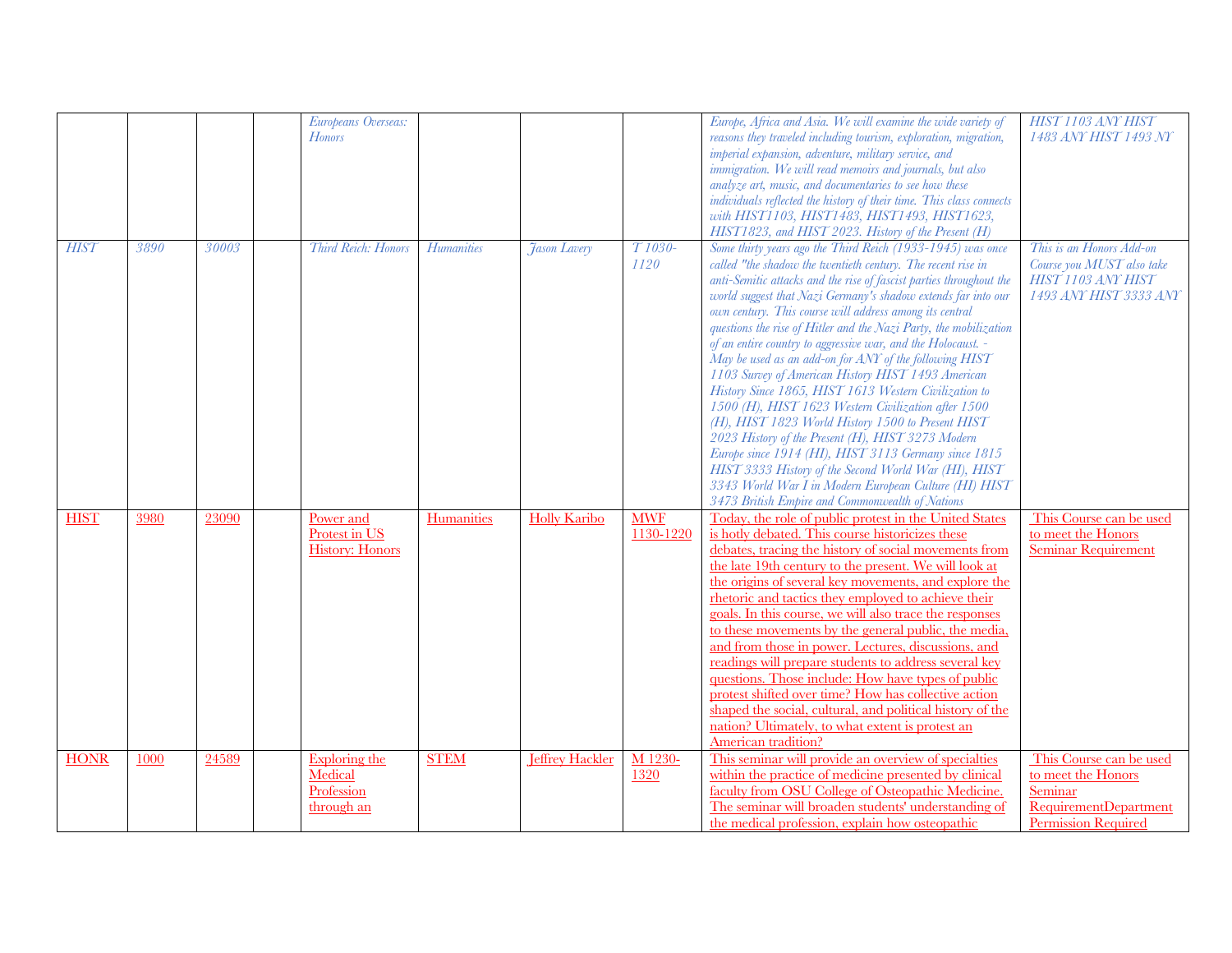| | | | | | | | | | |
|---|---|---|---|---|---|---|---|---|---|
| | | | | Europeans Overseas: Honors | | | | Europe, Africa and Asia. We will examine the wide variety of reasons they traveled including tourism, exploration, migration, imperial expansion, adventure, military service, and immigration. We will read memoirs and journals, but also analyze art, music, and documentaries to see how these individuals reflected the history of their time. This class connects with HIST1103, HIST1483, HIST1493, HIST1623, HIST1823, and HIST 2023. History of the Present (H) | HIST 1103 ANY HIST 1483 ANY HIST 1493 NY |
| HIST | 3890 | 30003 | | Third Reich: Honors | Humanities | Jason Lavery | T 1030-1120 | Some thirty years ago the Third Reich (1933-1945) was once called "the shadow the twentieth century. The recent rise in anti-Semitic attacks and the rise of fascist parties throughout the world suggest that Nazi Germany's shadow extends far into our own century. This course will address among its central questions the rise of Hitler and the Nazi Party, the mobilization of an entire country to aggressive war, and the Holocaust. - May be used as an add-on for ANY of the following HIST 1103 Survey of American History HIST 1493 American History Since 1865, HIST 1613 Western Civilization to 1500 (H), HIST 1623 Western Civilization after 1500 (H), HIST 1823 World History 1500 to Present HIST 2023 History of the Present (H), HIST 3273 Modern Europe since 1914 (HI), HIST 3113 Germany since 1815 HIST 3333 History of the Second World War (HI), HIST 3343 World War I in Modern European Culture (HI) HIST 3473 British Empire and Commonwealth of Nations | This is an Honors Add-on Course you MUST also take HIST 1103 ANY HIST 1493 ANY HIST 3333 ANY |
| HIST | 3980 | 23090 | | Power and Protest in US History: Honors | Humanities | Holly Karibo | MWF 1130-1220 | Today, the role of public protest in the United States is hotly debated. This course historicizes these debates, tracing the history of social movements from the late 19th century to the present. We will look at the origins of several key movements, and explore the rhetoric and tactics they employed to achieve their goals. In this course, we will also trace the responses to these movements by the general public, the media, and from those in power. Lectures, discussions, and readings will prepare students to address several key questions. Those include: How have types of public protest shifted over time? How has collective action shaped the social, cultural, and political history of the nation? Ultimately, to what extent is protest an American tradition? | This Course can be used to meet the Honors Seminar Requirement |
| HONR | 1000 | 24589 | | Exploring the Medical Profession through an | STEM | Jeffrey Hackler | M 1230-1320 | This seminar will provide an overview of specialties within the practice of medicine presented by clinical faculty from OSU College of Osteopathic Medicine. The seminar will broaden students' understanding of the medical profession, explain how osteopathic | This Course can be used to meet the Honors Seminar RequirementDepartment Permission Required |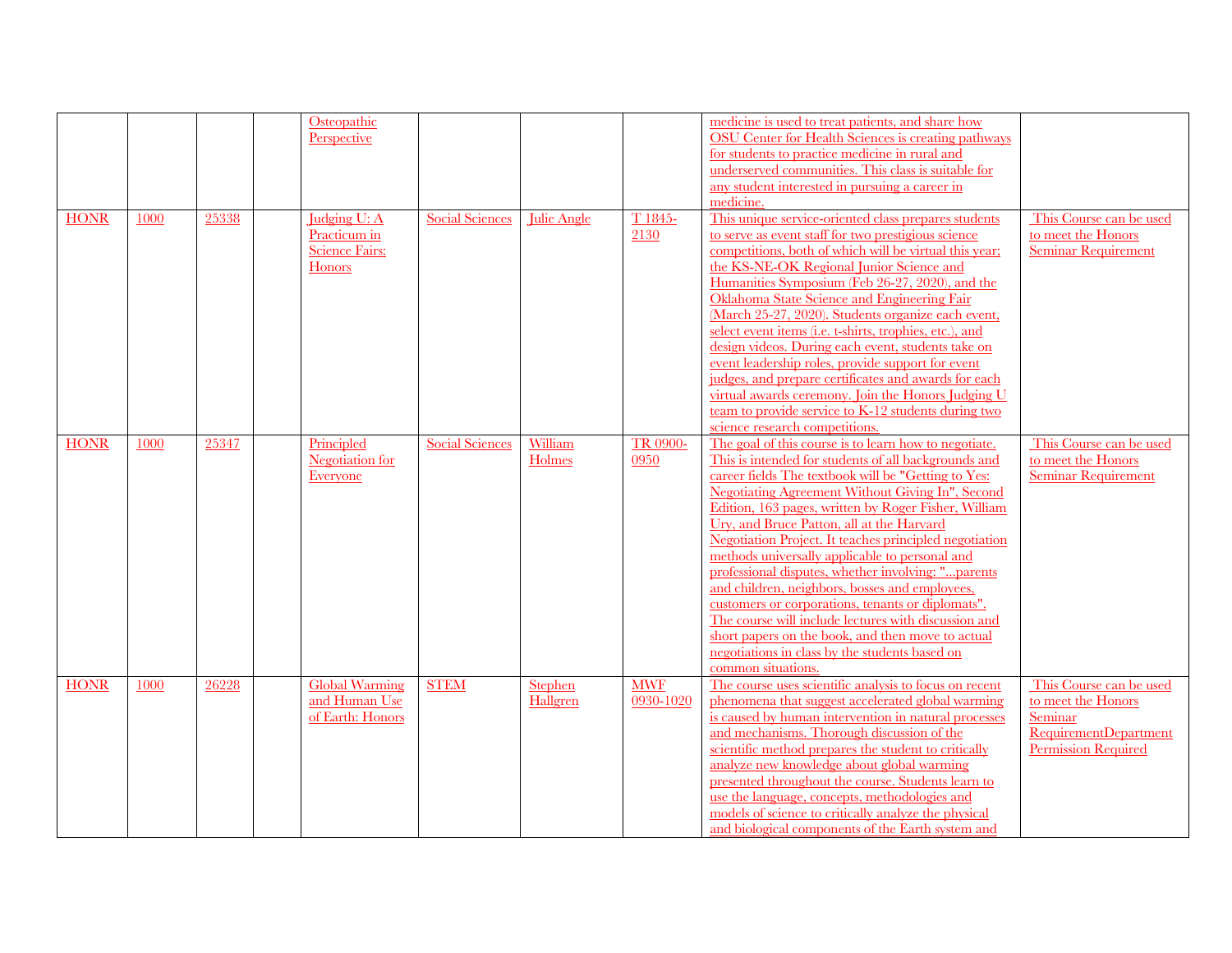| | | | | | | | | | |
|---|---|---|---|---|---|---|---|---|---|
| | | | | Osteopathic Perspective | | | | medicine is used to treat patients, and share how OSU Center for Health Sciences is creating pathways for students to practice medicine in rural and underserved communities. This class is suitable for any student interested in pursuing a career in medicine. | |
| HONR | 1000 | 25338 | | Judging U: A Practicum in Science Fairs: Honors | Social Sciences | Julie Angle | T 1845-2130 | This unique service-oriented class prepares students to serve as event staff for two prestigious science competitions, both of which will be virtual this year; the KS-NE-OK Regional Junior Science and Humanities Symposium (Feb 26-27, 2020), and the Oklahoma State Science and Engineering Fair (March 25-27, 2020). Students organize each event, select event items (i.e. t-shirts, trophies, etc.), and design videos. During each event, students take on event leadership roles, provide support for event judges, and prepare certificates and awards for each virtual awards ceremony. Join the Honors Judging U team to provide service to K-12 students during two science research competitions. | This Course can be used to meet the Honors Seminar Requirement |
| HONR | 1000 | 25347 | | Principled Negotiation for Everyone | Social Sciences | William Holmes | TR 0900-0950 | The goal of this course is to learn how to negotiate. This is intended for students of all backgrounds and career fields The textbook will be "Getting to Yes: Negotiating Agreement Without Giving In", Second Edition, 163 pages, written by Roger Fisher, William Ury, and Bruce Patton, all at the Harvard Negotiation Project. It teaches principled negotiation methods universally applicable to personal and professional disputes, whether involving: "...parents and children, neighbors, bosses and employees, customers or corporations, tenants or diplomats". The course will include lectures with discussion and short papers on the book, and then move to actual negotiations in class by the students based on common situations. | This Course can be used to meet the Honors Seminar Requirement |
| HONR | 1000 | 26228 | | Global Warming and Human Use of Earth: Honors | STEM | Stephen Hallgren | MWF 0930-1020 | The course uses scientific analysis to focus on recent phenomena that suggest accelerated global warming is caused by human intervention in natural processes and mechanisms. Thorough discussion of the scientific method prepares the student to critically analyze new knowledge about global warming presented throughout the course. Students learn to use the language, concepts, methodologies and models of science to critically analyze the physical and biological components of the Earth system and | This Course can be used to meet the Honors Seminar RequirementDepartment Permission Required |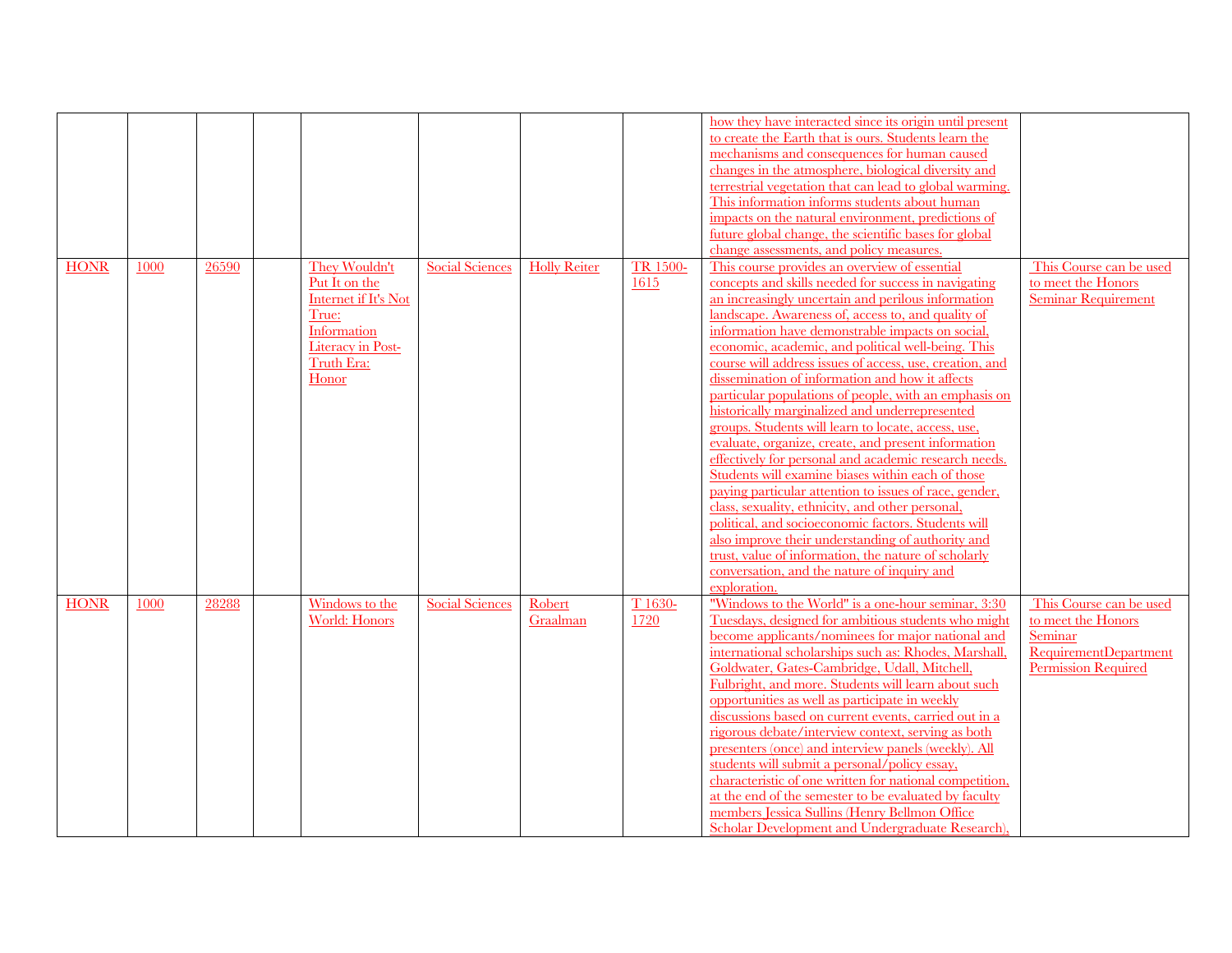|  |  |  |  |  |  |  |  |  |  |
|---|---|---|---|---|---|---|---|---|---|
|  |  |  |  |  |  |  |  | how they have interacted since its origin until present to create the Earth that is ours. Students learn the mechanisms and consequences for human caused changes in the atmosphere, biological diversity and terrestrial vegetation that can lead to global warming. This information informs students about human impacts on the natural environment, predictions of future global change, the scientific bases for global change assessments, and policy measures. |  |
| HONR | 1000 | 26590 |  | They Wouldn't Put It on the Internet if It's Not True: Information Literacy in Post-Truth Era: Honor | Social Sciences | Holly Reiter | TR 1500-1615 | This course provides an overview of essential concepts and skills needed for success in navigating an increasingly uncertain and perilous information landscape. Awareness of, access to, and quality of information have demonstrable impacts on social, economic, academic, and political well-being. This course will address issues of access, use, creation, and dissemination of information and how it affects particular populations of people, with an emphasis on historically marginalized and underrepresented groups. Students will learn to locate, access, use, evaluate, organize, create, and present information effectively for personal and academic research needs. Students will examine biases within each of those paying particular attention to issues of race, gender, class, sexuality, ethnicity, and other personal, political, and socioeconomic factors. Students will also improve their understanding of authority and trust, value of information, the nature of scholarly conversation, and the nature of inquiry and exploration. | This Course can be used to meet the Honors Seminar Requirement |
| HONR | 1000 | 28288 |  | Windows to the World: Honors | Social Sciences | Robert Graalman | T 1630-1720 | "Windows to the World" is a one-hour seminar, 3:30 Tuesdays, designed for ambitious students who might become applicants/nominees for major national and international scholarships such as: Rhodes, Marshall, Goldwater, Gates-Cambridge, Udall, Mitchell, Fulbright, and more. Students will learn about such opportunities as well as participate in weekly discussions based on current events, carried out in a rigorous debate/interview context, serving as both presenters (once) and interview panels (weekly). All students will submit a personal/policy essay, characteristic of one written for national competition, at the end of the semester to be evaluated by faculty members Jessica Sullins (Henry Bellmon Office Scholar Development and Undergraduate Research), | This Course can be used to meet the Honors Seminar RequirementDepartment Permission Required |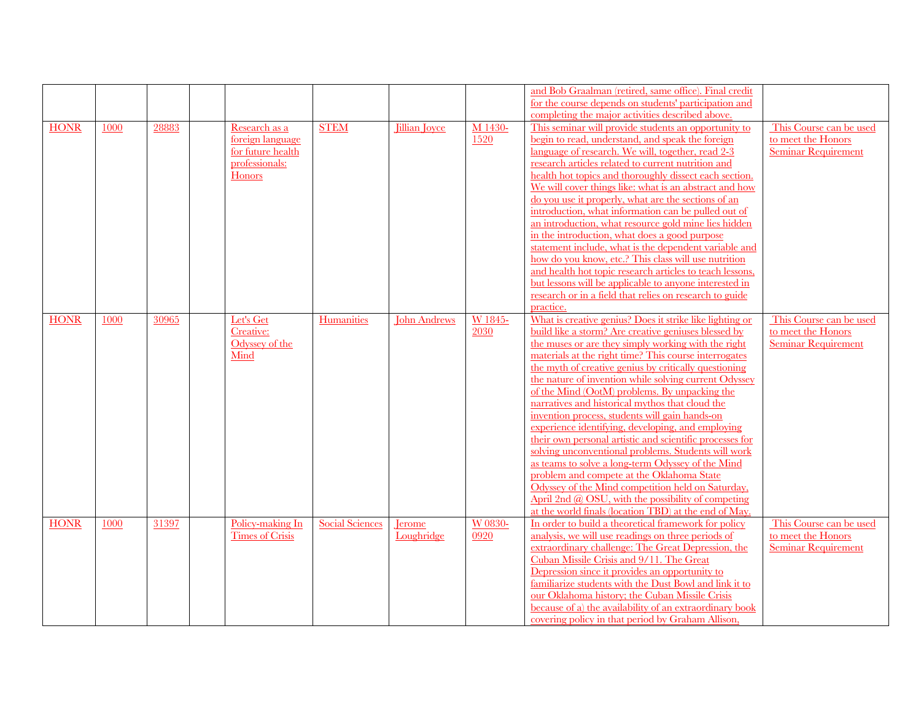| | | | | | | | | | |
|---|---|---|---|---|---|---|---|---|---|
| | | | | | | | | and Bob Graalman (retired, same office). Final credit for the course depends on students' participation and completing the major activities described above. | |
| HONR | 1000 | 28883 | | Research as a foreign language for future health professionals: Honors | STEM | Jillian Joyce | M 1430-1520 | This seminar will provide students an opportunity to begin to read, understand, and speak the foreign language of research. We will, together, read 2-3 research articles related to current nutrition and health hot topics and thoroughly dissect each section. We will cover things like: what is an abstract and how do you use it properly, what are the sections of an introduction, what information can be pulled out of an introduction, what resource gold mine lies hidden in the introduction, what does a good purpose statement include, what is the dependent variable and how do you know, etc.? This class will use nutrition and health hot topic research articles to teach lessons, but lessons will be applicable to anyone interested in research or in a field that relies on research to guide practice. | This Course can be used to meet the Honors Seminar Requirement |
| HONR | 1000 | 30965 | | Let's Get Creative: Odyssey of the Mind | Humanities | John Andrews | W 1845-2030 | What is creative genius? Does it strike like lighting or build like a storm? Are creative geniuses blessed by the muses or are they simply working with the right materials at the right time? This course interrogates the myth of creative genius by critically questioning the nature of invention while solving current Odyssey of the Mind (OotM) problems. By unpacking the narratives and historical mythos that cloud the invention process, students will gain hands-on experience identifying, developing, and employing their own personal artistic and scientific processes for solving unconventional problems. Students will work as teams to solve a long-term Odyssey of the Mind problem and compete at the Oklahoma State Odyssey of the Mind competition held on Saturday, April 2nd @ OSU, with the possibility of competing at the world finals (location TBD) at the end of May. | This Course can be used to meet the Honors Seminar Requirement |
| HONR | 1000 | 31397 | | Policy-making In Times of Crisis | Social Sciences | Jerome Loughridge | W 0830-0920 | In order to build a theoretical framework for policy analysis, we will use readings on three periods of extraordinary challenge: The Great Depression, the Cuban Missile Crisis and 9/11. The Great Depression since it provides an opportunity to familiarize students with the Dust Bowl and link it to our Oklahoma history; the Cuban Missile Crisis because of a) the availability of an extraordinary book covering policy in that period by Graham Allison, | This Course can be used to meet the Honors Seminar Requirement |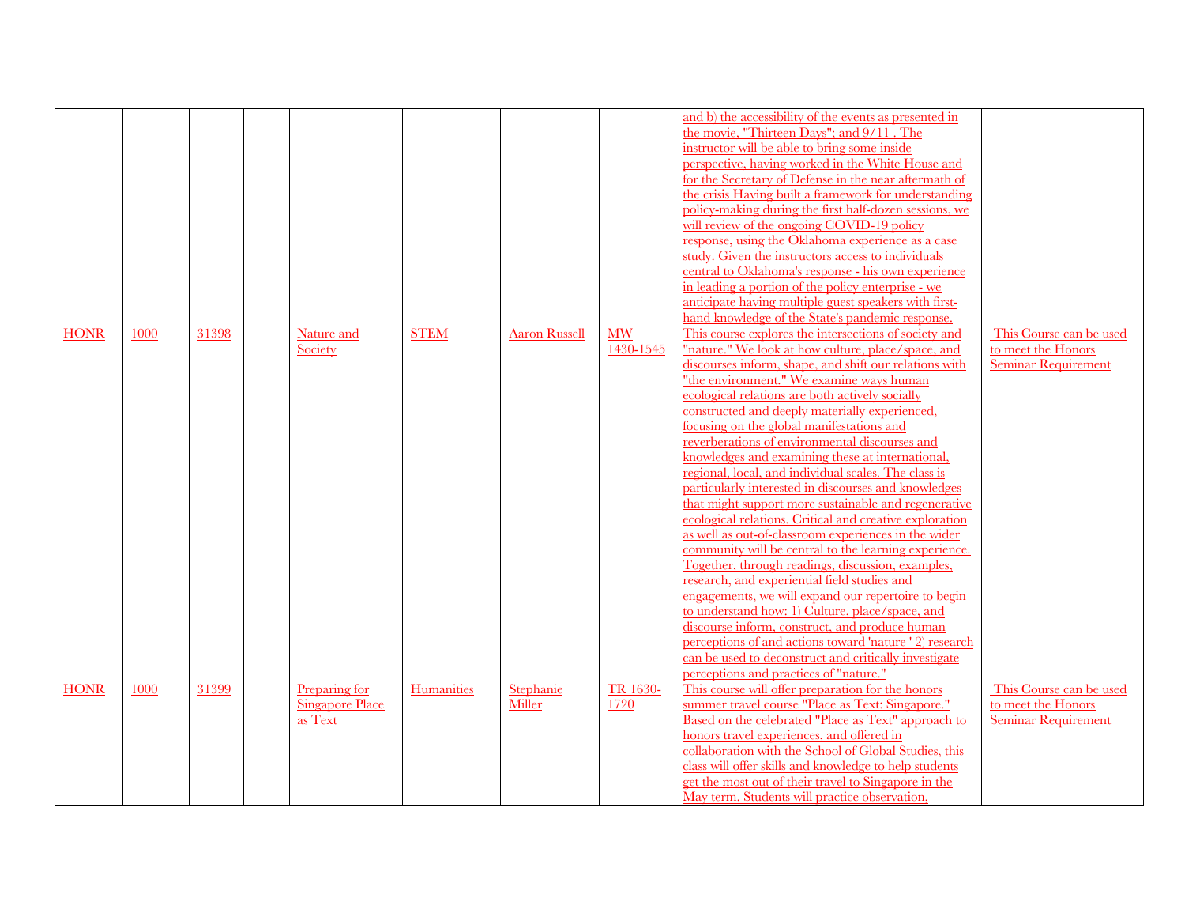| | | | | | | | | | |
|---|---|---|---|---|---|---|---|---|---|
| | | | | | | | | and b) the accessibility of the events as presented in the movie, "Thirteen Days"; and 9/11 . The instructor will be able to bring some inside perspective, having worked in the White House and for the Secretary of Defense in the near aftermath of the crisis Having built a framework for understanding policy-making during the first half-dozen sessions, we will review of the ongoing COVID-19 policy response, using the Oklahoma experience as a case study. Given the instructors access to individuals central to Oklahoma's response - his own experience in leading a portion of the policy enterprise - we anticipate having multiple guest speakers with first-hand knowledge of the State's pandemic response. | |
| HONR | 1000 | 31398 | | Nature and Society | STEM | Aaron Russell | MW 1430-1545 | This course explores the intersections of society and "nature." We look at how culture, place/space, and discourses inform, shape, and shift our relations with "the environment." We examine ways human ecological relations are both actively socially constructed and deeply materially experienced, focusing on the global manifestations and reverberations of environmental discourses and knowledges and examining these at international, regional, local, and individual scales. The class is particularly interested in discourses and knowledges that might support more sustainable and regenerative ecological relations. Critical and creative exploration as well as out-of-classroom experiences in the wider community will be central to the learning experience. Together, through readings, discussion, examples, research, and experiential field studies and engagements, we will expand our repertoire to begin to understand how: 1) Culture, place/space, and discourse inform, construct, and produce human perceptions of and actions toward 'nature ' 2) research can be used to deconstruct and critically investigate perceptions and practices of "nature." | This Course can be used to meet the Honors Seminar Requirement |
| HONR | 1000 | 31399 | | Preparing for Singapore Place as Text | Humanities | Stephanie Miller | TR 1630-1720 | This course will offer preparation for the honors summer travel course "Place as Text: Singapore." Based on the celebrated "Place as Text" approach to honors travel experiences, and offered in collaboration with the School of Global Studies, this class will offer skills and knowledge to help students get the most out of their travel to Singapore in the May term. Students will practice observation, | This Course can be used to meet the Honors Seminar Requirement |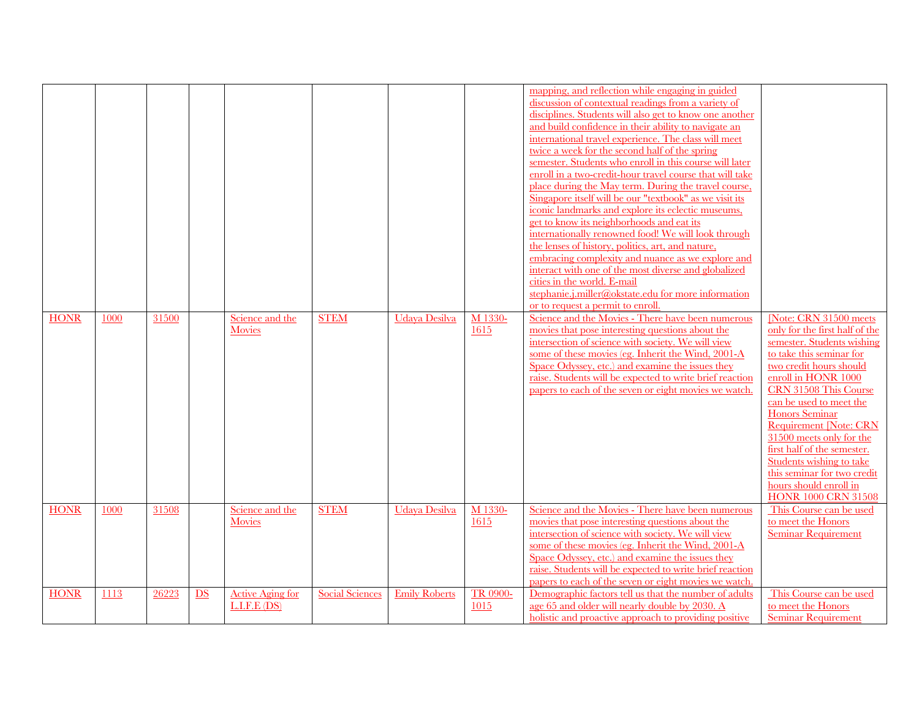| | | | | | | | | | |
|---|---|---|---|---|---|---|---|---|---|
| | | | | | | | | mapping, and reflection while engaging in guided discussion of contextual readings from a variety of disciplines. Students will also get to know one another and build confidence in their ability to navigate an international travel experience. The class will meet twice a week for the second half of the spring semester. Students who enroll in this course will later enroll in a two-credit-hour travel course that will take place during the May term. During the travel course, Singapore itself will be our "textbook" as we visit its iconic landmarks and explore its eclectic museums, get to know its neighborhoods and eat its internationally renowned food! We will look through the lenses of history, politics, art, and nature, embracing complexity and nuance as we explore and interact with one of the most diverse and globalized cities in the world. E-mail stephanie.j.miller@okstate.edu for more information or to request a permit to enroll. | |
| HONR | 1000 | 31500 | | Science and the Movies | STEM | Udaya Desilva | M 1330-1615 | Science and the Movies - There have been numerous movies that pose interesting questions about the intersection of science with society. We will view some of these movies (eg. Inherit the Wind, 2001-A Space Odyssey, etc.) and examine the issues they raise. Students will be expected to write brief reaction papers to each of the seven or eight movies we watch. | [Note: CRN 31500 meets only for the first half of the semester. Students wishing to take this seminar for two credit hours should enroll in HONR 1000 CRN 31508 This Course can be used to meet the Honors Seminar Requirement [Note: CRN 31500 meets only for the first half of the semester. Students wishing to take this seminar for two credit hours should enroll in HONR 1000 CRN 31508 |
| HONR | 1000 | 31508 | | Science and the Movies | STEM | Udaya Desilva | M 1330-1615 | Science and the Movies - There have been numerous movies that pose interesting questions about the intersection of science with society. We will view some of these movies (eg. Inherit the Wind, 2001-A Space Odyssey, etc.) and examine the issues they raise. Students will be expected to write brief reaction papers to each of the seven or eight movies we watch. | This Course can be used to meet the Honors Seminar Requirement |
| HONR | 1113 | 26223 | DS | Active Aging for L.I.F.E (DS) | Social Sciences | Emily Roberts | TR 0900-1015 | Demographic factors tell us that the number of adults age 65 and older will nearly double by 2030. A holistic and proactive approach to providing positive | This Course can be used to meet the Honors Seminar Requirement |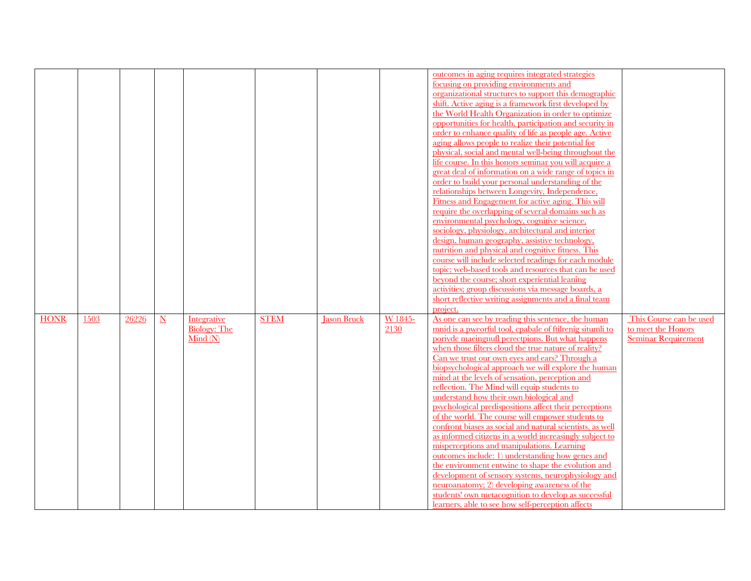| | | | | | | | | | |
|---|---|---|---|---|---|---|---|---|---|
| | | | | | | | | outcomes in aging requires integrated strategies focusing on providing environments and organizational structures to support this demographic shift. Active aging is a framework first developed by the World Health Organization in order to optimize opportunities for health, participation and security in order to enhance quality of life as people age. Active aging allows people to realize their potential for physical, social and mental well-being throughout the life course. In this honors seminar you will acquire a great deal of information on a wide range of topics in order to build your personal understanding of the relationships between Longevity, Independence, Fitness and Engagement for active aging. This will require the overlapping of several domains such as environmental psychology, cognitive science, sociology, physiology, architectural and interior design, human geography, assistive technology, nutrition and physical and cognitive fitness. This course will include selected readings for each module topic; web-based tools and resources that can be used beyond the course; short experiential leaning activities; group discussions via message boards, a short reflective writing assignments and a final team project. | |
| HONR | 1503 | 26226 | N | Integrative Biology: The Mind (N) | STEM | Jason Bruck | W 1845-2130 | As one can see by reading this sentence, the human mnid is a pweorful tool, cpabale of ftilrenig situmli to porivde maeingnufl perectpions. But what happens when those filters cloud the true nature of reality? Can we trust our own eyes and ears? Through a biopsychological approach we will explore the human mind at the levels of sensation, perception and reflection. The Mind will equip students to understand how their own biological and psychological predispositions affect their perceptions of the world. The course will empower students to confront biases as social and natural scientists, as well as informed citizens in a world increasingly subject to misperceptions and manipulations. Learning outcomes include: 1) understanding how genes and the environment entwine to shape the evolution and development of sensory systems, neurophysiology and neuroanatomy; 2) developing awareness of the students' own metacognition to develop as successful learners, able to see how self-perception affects | This Course can be used to meet the Honors Seminar Requirement |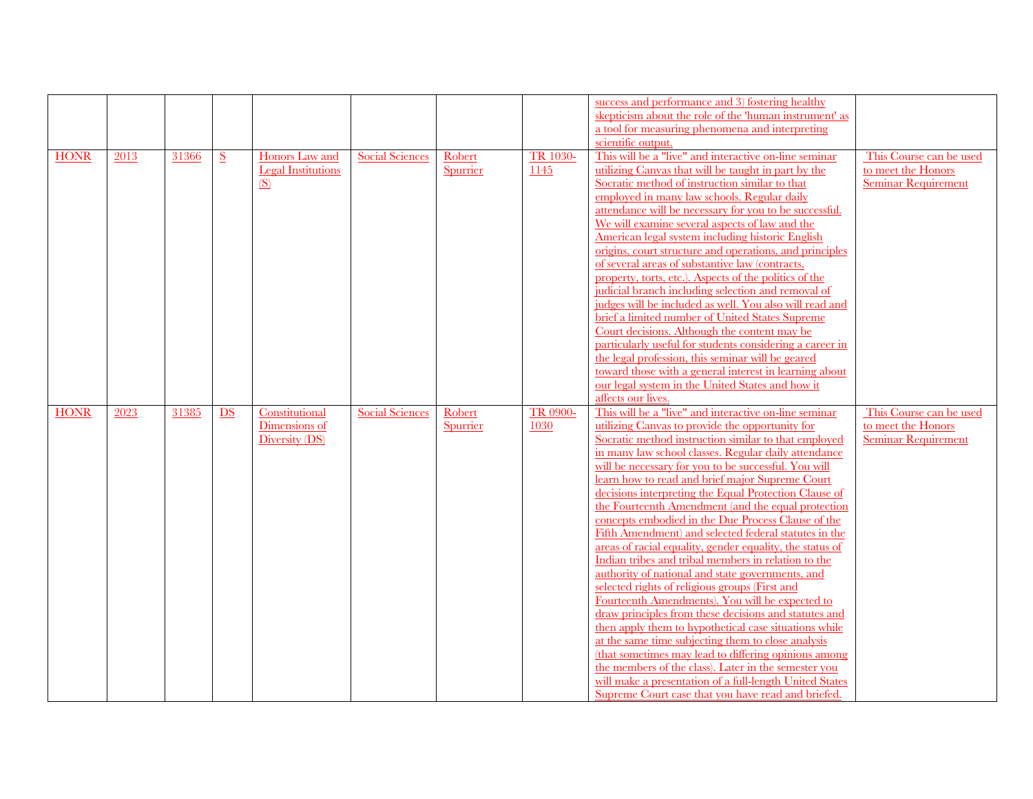| | | | | | | | | | |
|---|---|---|---|---|---|---|---|---|---|
| | | | | | | | | success and performance and 3) fostering healthy skepticism about the role of the 'human instrument' as a tool for measuring phenomena and interpreting scientific output. | |
| HONR | 2013 | 31366 | S | Honors Law and Legal Institutions (S) | Social Sciences | Robert Spurrier | TR 1030-1145 | This will be a "live" and interactive on-line seminar utilizing Canvas that will be taught in part by the Socratic method of instruction similar to that employed in many law schools. Regular daily attendance will be necessary for you to be successful. We will examine several aspects of law and the American legal system including historic English origins, court structure and operations, and principles of several areas of substantive law (contracts, property, torts, etc.). Aspects of the politics of the judicial branch including selection and removal of judges will be included as well. You also will read and brief a limited number of United States Supreme Court decisions. Although the content may be particularly useful for students considering a career in the legal profession, this seminar will be geared toward those with a general interest in learning about our legal system in the United States and how it affects our lives. | This Course can be used to meet the Honors Seminar Requirement |
| HONR | 2023 | 31385 | DS | Constitutional Dimensions of Diversity (DS) | Social Sciences | Robert Spurrier | TR 0900-1030 | This will be a "live" and interactive on-line seminar utilizing Canvas to provide the opportunity for Socratic method instruction similar to that employed in many law school classes. Regular daily attendance will be necessary for you to be successful. You will learn how to read and brief major Supreme Court decisions interpreting the Equal Protection Clause of the Fourteenth Amendment (and the equal protection concepts embodied in the Due Process Clause of the Fifth Amendment) and selected federal statutes in the areas of racial equality, gender equality, the status of Indian tribes and tribal members in relation to the authority of national and state governments, and selected rights of religious groups (First and Fourteenth Amendments). You will be expected to draw principles from these decisions and statutes and then apply them to hypothetical case situations while at the same time subjecting them to close analysis (that sometimes may lead to differing opinions among the members of the class). Later in the semester you will make a presentation of a full-length United States Supreme Court case that you have read and briefed. | This Course can be used to meet the Honors Seminar Requirement |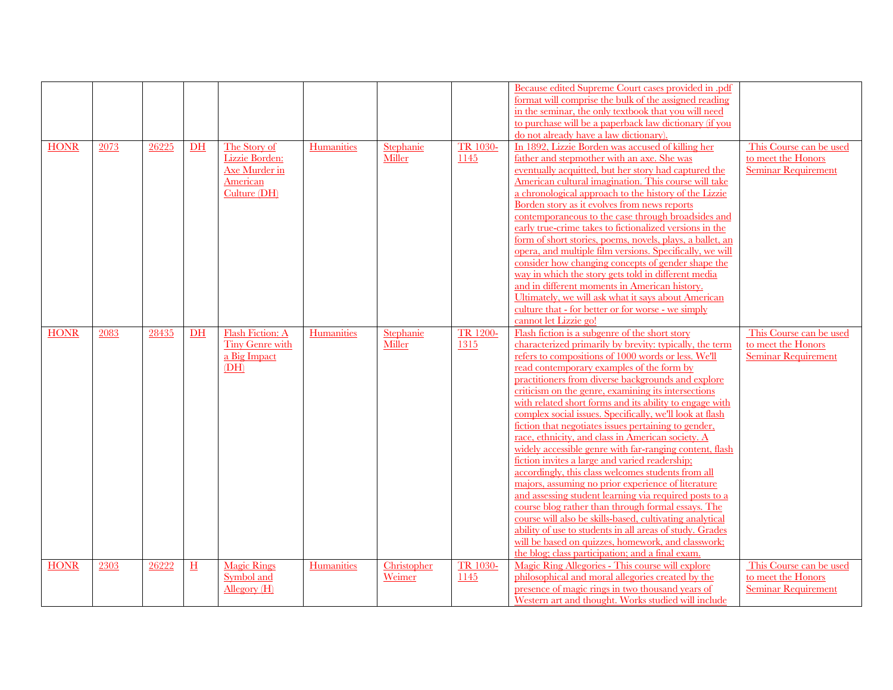| | | | | | | | | | |
|---|---|---|---|---|---|---|---|---|---|
| | | | | | | | | Because edited Supreme Court cases provided in .pdf format will comprise the bulk of the assigned reading in the seminar, the only textbook that you will need to purchase will be a paperback law dictionary (if you do not already have a law dictionary). | |
| HONR | 2073 | 26225 | DH | The Story of Lizzie Borden: Axe Murder in American Culture (DH) | Humanities | Stephanie Miller | TR 1030-1145 | In 1892, Lizzie Borden was accused of killing her father and stepmother with an axe. She was eventually acquitted, but her story had captured the American cultural imagination. This course will take a chronological approach to the history of the Lizzie Borden story as it evolves from news reports contemporaneous to the case through broadsides and early true-crime takes to fictionalized versions in the form of short stories, poems, novels, plays, a ballet, an opera, and multiple film versions. Specifically, we will consider how changing concepts of gender shape the way in which the story gets told in different media and in different moments in American history. Ultimately, we will ask what it says about American culture that - for better or for worse - we simply cannot let Lizzie go! | This Course can be used to meet the Honors Seminar Requirement |
| HONR | 2083 | 28435 | DH | Flash Fiction: A Tiny Genre with a Big Impact (DH) | Humanities | Stephanie Miller | TR 1200-1315 | Flash fiction is a subgenre of the short story characterized primarily by brevity: typically, the term refers to compositions of 1000 words or less. We'll read contemporary examples of the form by practitioners from diverse backgrounds and explore criticism on the genre, examining its intersections with related short forms and its ability to engage with complex social issues. Specifically, we'll look at flash fiction that negotiates issues pertaining to gender, race, ethnicity, and class in American society. A widely accessible genre with far-ranging content, flash fiction invites a large and varied readership; accordingly, this class welcomes students from all majors, assuming no prior experience of literature and assessing student learning via required posts to a course blog rather than through formal essays. The course will also be skills-based, cultivating analytical ability of use to students in all areas of study. Grades will be based on quizzes, homework, and classwork; the blog; class participation; and a final exam. | This Course can be used to meet the Honors Seminar Requirement |
| HONR | 2303 | 26222 | H | Magic Rings Symbol and Allegory (H) | Humanities | Christopher Weimer | TR 1030-1145 | Magic Ring Allegories - This course will explore philosophical and moral allegories created by the presence of magic rings in two thousand years of Western art and thought. Works studied will include | This Course can be used to meet the Honors Seminar Requirement |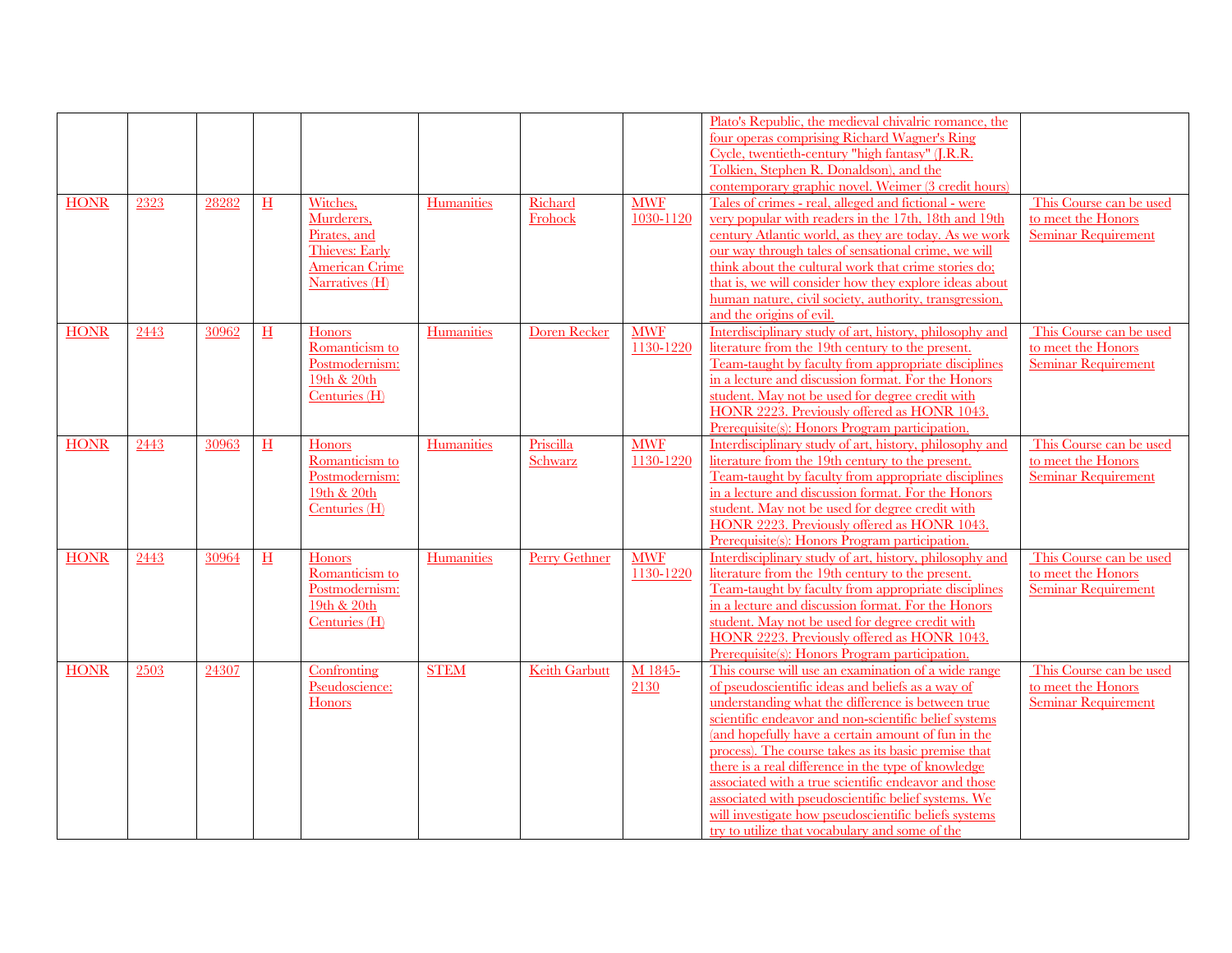| | | | | | | | | | |
|---|---|---|---|---|---|---|---|---|---|
| | | | | | | | | Plato's Republic, the medieval chivalric romance, the four operas comprising Richard Wagner's Ring Cycle, twentieth-century "high fantasy" (J.R.R. Tolkien, Stephen R. Donaldson), and the contemporary graphic novel. Weimer (3 credit hours) | |
| HONR | 2323 | 28282 | H | Witches, Murderers, Pirates, and Thieves: Early American Crime Narratives (H) | Humanities | Richard Frohock | MWF 1030-1120 | Tales of crimes - real, alleged and fictional - were very popular with readers in the 17th, 18th and 19th century Atlantic world, as they are today. As we work our way through tales of sensational crime, we will think about the cultural work that crime stories do; that is, we will consider how they explore ideas about human nature, civil society, authority, transgression, and the origins of evil. | This Course can be used to meet the Honors Seminar Requirement |
| HONR | 2443 | 30962 | H | Honors Romanticism to Postmodernism: 19th & 20th Centuries (H) | Humanities | Doren Recker | MWF 1130-1220 | Interdisciplinary study of art, history, philosophy and literature from the 19th century to the present. Team-taught by faculty from appropriate disciplines in a lecture and discussion format. For the Honors student. May not be used for degree credit with HONR 2223. Previously offered as HONR 1043. Prerequisite(s): Honors Program participation. | This Course can be used to meet the Honors Seminar Requirement |
| HONR | 2443 | 30963 | H | Honors Romanticism to Postmodernism: 19th & 20th Centuries (H) | Humanities | Priscilla Schwarz | MWF 1130-1220 | Interdisciplinary study of art, history, philosophy and literature from the 19th century to the present. Team-taught by faculty from appropriate disciplines in a lecture and discussion format. For the Honors student. May not be used for degree credit with HONR 2223. Previously offered as HONR 1043. Prerequisite(s): Honors Program participation. | This Course can be used to meet the Honors Seminar Requirement |
| HONR | 2443 | 30964 | H | Honors Romanticism to Postmodernism: 19th & 20th Centuries (H) | Humanities | Perry Gethner | MWF 1130-1220 | Interdisciplinary study of art, history, philosophy and literature from the 19th century to the present. Team-taught by faculty from appropriate disciplines in a lecture and discussion format. For the Honors student. May not be used for degree credit with HONR 2223. Previously offered as HONR 1043. Prerequisite(s): Honors Program participation. | This Course can be used to meet the Honors Seminar Requirement |
| HONR | 2503 | 24307 | | Confronting Pseudoscience: Honors | STEM | Keith Garbutt | M 1845-2130 | This course will use an examination of a wide range of pseudoscientific ideas and beliefs as a way of understanding what the difference is between true scientific endeavor and non-scientific belief systems (and hopefully have a certain amount of fun in the process). The course takes as its basic premise that there is a real difference in the type of knowledge associated with a true scientific endeavor and those associated with pseudoscientific belief systems. We will investigate how pseudoscientific beliefs systems try to utilize that vocabulary and some of the | This Course can be used to meet the Honors Seminar Requirement |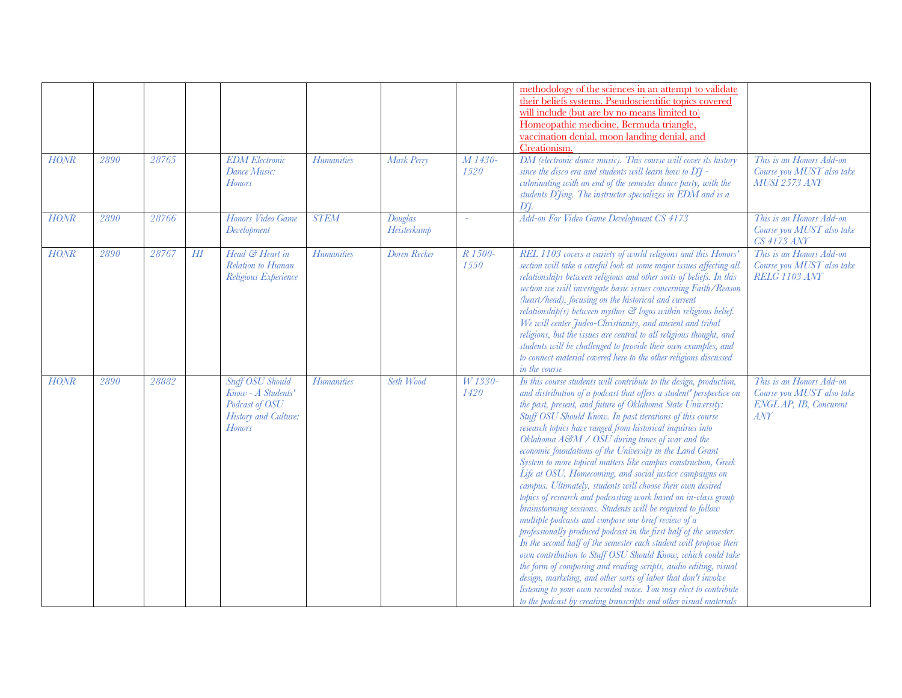| | | | | | | | | | |
|---|---|---|---|---|---|---|---|---|---|
| | | | | | | | | methodology of the sciences in an attempt to validate their beliefs systems. Pseudoscientific topics covered will include (but are by no means limited to) Homeopathic medicine, Bermuda triangle, vaccination denial, moon landing denial, and Creationism. | |
| HONR | 2890 | 28765 | | EDM Electronic Dance Music: Honors | Humanities | Mark Perry | M 1430-1520 | DM (electronic dance music). This course will cover its history since the disco era and students will learn how to DJ - culminating with an end of the semester dance party, with the students DJing. The instructor specializes in EDM and is a DJ. | This is an Honors Add-on Course you MUST also take MUSI 2573 ANY |
| HONR | 2890 | 28766 | | Honors Video Game Development | STEM | Douglas Heisterkamp | - | Add-on For Video Game Development CS 4173 | This is an Honors Add-on Course you MUST also take CS 4173 ANY |
| HONR | 2890 | 28767 | HI | Head & Heart in Relation to Human Religious Experience | Humanities | Doren Recker | R 1500-1550 | REL 1103 covers a variety of world religions and this Honors' section will take a careful look at some major issues affecting all relationships between religious and other sorts of beliefs. In this section we will investigate basic issues concerning Faith/Reason (heart/head), focusing on the historical and current relationship(s) between mythos & logos within religious belief. We will center Judeo-Christianity, and ancient and tribal religions, but the issues are central to all religious thought, and students will be challenged to provide their own examples, and to connect material covered here to the other religions discussed in the course | This is an Honors Add-on Course you MUST also take RELG 1103 ANY |
| HONR | 2890 | 28882 | | Stuff OSU Should Know - A Students' Podcast of OSU History and Culture: Honors | Humanities | Seth Wood | W 1330-1420 | In this course students will contribute to the design, production, and distribution of a podcast that offers a student' perspective on the past, present, and future of Oklahoma State University: Stuff OSU Should Know. In past iterations of this course research topics have ranged from historical inquiries into Oklahoma A&M / OSU during times of war and the economic foundations of the University in the Land Grant System to more topical matters like campus construction, Greek Life at OSU, Homecoming, and social justice campaigns on campus. Ultimately, students will choose their own desired topics of research and podcasting work based on in-class group brainstorming sessions. Students will be required to follow multiple podcasts and compose one brief review of a professionally produced podcast in the first half of the semester. In the second half of the semester each student will propose their own contribution to Stuff OSU Should Know, which could take the form of composing and reading scripts, audio editing, visual design, marketing, and other sorts of labor that don't involve listening to your own recorded voice. You may elect to contribute to the podcast by creating transcripts and other visual materials | This is an Honors Add-on Course you MUST also take ENGL AP, IB, Concurent ANY |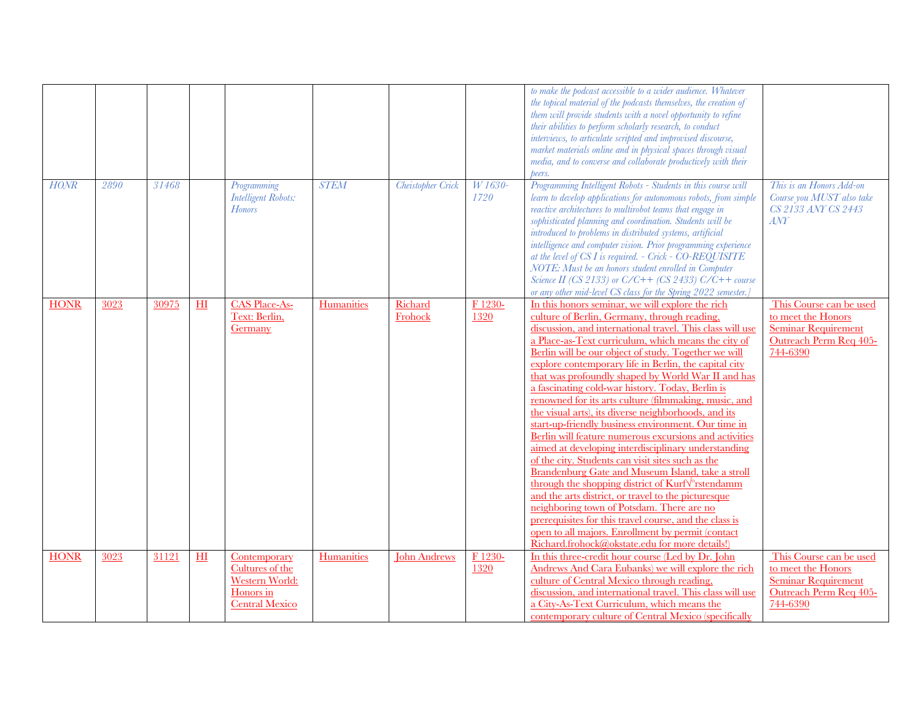| | | | | | | | | | |
|---|---|---|---|---|---|---|---|---|---|
| | | | | | | | | *to make the podcast accessible to a wider audience. Whatever the topical material of the podcasts themselves, the creation of them will provide students with a novel opportunity to refine their abilities to perform scholarly research, to conduct interviews, to articulate scripted and improvised discourse, market materials online and in physical spaces through visual media, and to converse and collaborate productively with their peers.* | |
| *HONR* | *2890* | *31468* | | *Programming Intelligent Robots: Honors* | *STEM* | *Cheistopher Crick* | *W 1630-1720* | *Programming Intelligent Robots - Students in this course will learn to develop applications for autonomous robots, from simple reactive architectures to multirobot teams that engage in sophisticated planning and coordination. Students will be introduced to problems in distributed systems, artificial intelligence and computer vision. Prior programming experience at the level of CS I is required. - Crick - CO-REQUISITE NOTE: Must be an honors student enrolled in Computer Science II (CS 2133) or C/C++ (CS 2433) C/C++ course or any other mid-level CS class for the Spring 2022 semester.]* | *This is an Honors Add-on Course you MUST also take CS 2133 ANY CS 2443 ANY* |
| HONR | 3023 | 30975 | HI | CAS Place-As-Text: Berlin, Germany | Humanities | Richard Frohock | F 1230-1320 | In this honors seminar, we will explore the rich culture of Berlin, Germany, through reading, discussion, and international travel. This class will use a Place-as-Text curriculum, which means the city of Berlin will be our object of study. Together we will explore contemporary life in Berlin, the capital city that was profoundly shaped by World War II and has a fascinating cold-war history. Today, Berlin is renowned for its arts culture (filmmaking, music, and the visual arts), its diverse neighborhoods, and its start-up-friendly business environment. Our time in Berlin will feature numerous excursions and activities aimed at developing interdisciplinary understanding of the city. Students can visit sites such as the Brandenburg Gate and Museum Island, take a stroll through the shopping district of Kurf√ºrstendamm and the arts district, or travel to the picturesque neighboring town of Potsdam. There are no prerequisites for this travel course, and the class is open to all majors. Enrollment by permit (contact Richard.frohock@okstate.edu for more details!) | This Course can be used to meet the Honors Seminar Requirement Outreach Perm Req 405-744-6390 |
| HONR | 3023 | 31121 | HI | Contemporary Cultures of the Western World: Honors in Central Mexico | Humanities | John Andrews | F 1230-1320 | In this three-credit hour course (Led by Dr. John Andrews And Cara Eubanks) we will explore the rich culture of Central Mexico through reading, discussion, and international travel. This class will use a City-As-Text Curriculum, which means the contemporary culture of Central Mexico (specifically | This Course can be used to meet the Honors Seminar Requirement Outreach Perm Req 405-744-6390 |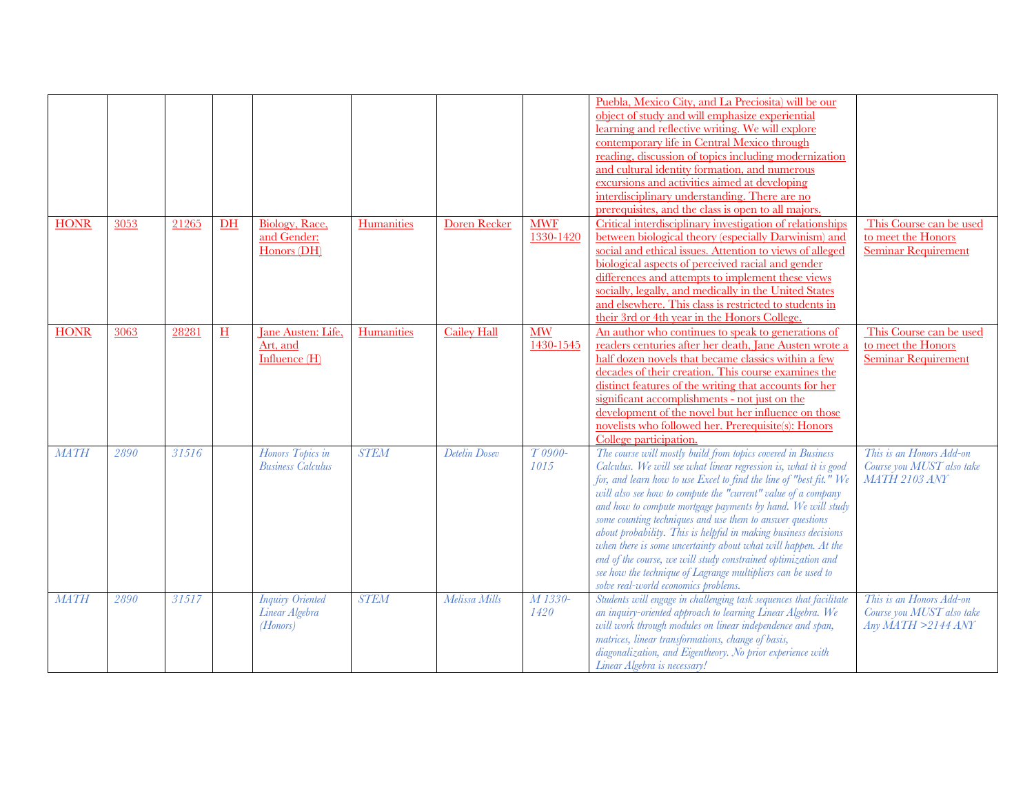| | | | | | | | | | |
|---|---|---|---|---|---|---|---|---|---|
| | | | | | | | | Puebla, Mexico City, and La Preciosita) will be our object of study and will emphasize experiential learning and reflective writing. We will explore contemporary life in Central Mexico through reading, discussion of topics including modernization and cultural identity formation, and numerous excursions and activities aimed at developing interdisciplinary understanding. There are no prerequisites, and the class is open to all majors. | |
| HONR | 3053 | 21265 | DH | Biology, Race, and Gender: Honors (DH) | Humanities | Doren Recker | MWF 1330-1420 | Critical interdisciplinary investigation of relationships between biological theory (especially Darwinism) and social and ethical issues. Attention to views of alleged biological aspects of perceived racial and gender differences and attempts to implement these views socially, legally, and medically in the United States and elsewhere. This class is restricted to students in their 3rd or 4th year in the Honors College. | This Course can be used to meet the Honors Seminar Requirement |
| HONR | 3063 | 28281 | H | Jane Austen: Life, Art, and Influence (H) | Humanities | Cailey Hall | MW 1430-1545 | An author who continues to speak to generations of readers centuries after her death, Jane Austen wrote a half dozen novels that became classics within a few decades of their creation. This course examines the distinct features of the writing that accounts for her significant accomplishments - not just on the development of the novel but her influence on those novelists who followed her. Prerequisite(s): Honors College participation. | This Course can be used to meet the Honors Seminar Requirement |
| *MATH* | *2890* | *31516* | | *Honors Topics in Business Calculus* | *STEM* | *Detelin Dosev* | *T 0900-1015* | *The course will mostly build from topics covered in Business Calculus. We will see what linear regression is, what it is good for, and learn how to use Excel to find the line of "best fit." We will also see how to compute the "current" value of a company and how to compute mortgage payments by hand. We will study some counting techniques and use them to answer questions about probability. This is helpful in making business decisions when there is some uncertainty about what will happen. At the end of the course, we will study constrained optimization and see how the technique of Lagrange multipliers can be used to solve real-world economics problems.* | *This is an Honors Add-on Course you MUST also take MATH 2103 ANY* |
| *MATH* | *2890* | *31517* | | *Inquiry Oriented Linear Algebra (Honors)* | *STEM* | *Melissa Mills* | *M 1330-1420* | *Students will engage in challenging task sequences that facilitate an inquiry-oriented approach to learning Linear Algebra. We will work through modules on linear independence and span, matrices, linear transformations, change of basis, diagonalization, and Eigentheory. No prior experience with Linear Algebra is necessary!* | *This is an Honors Add-on Course you MUST also take Any MATH >2144 ANY* |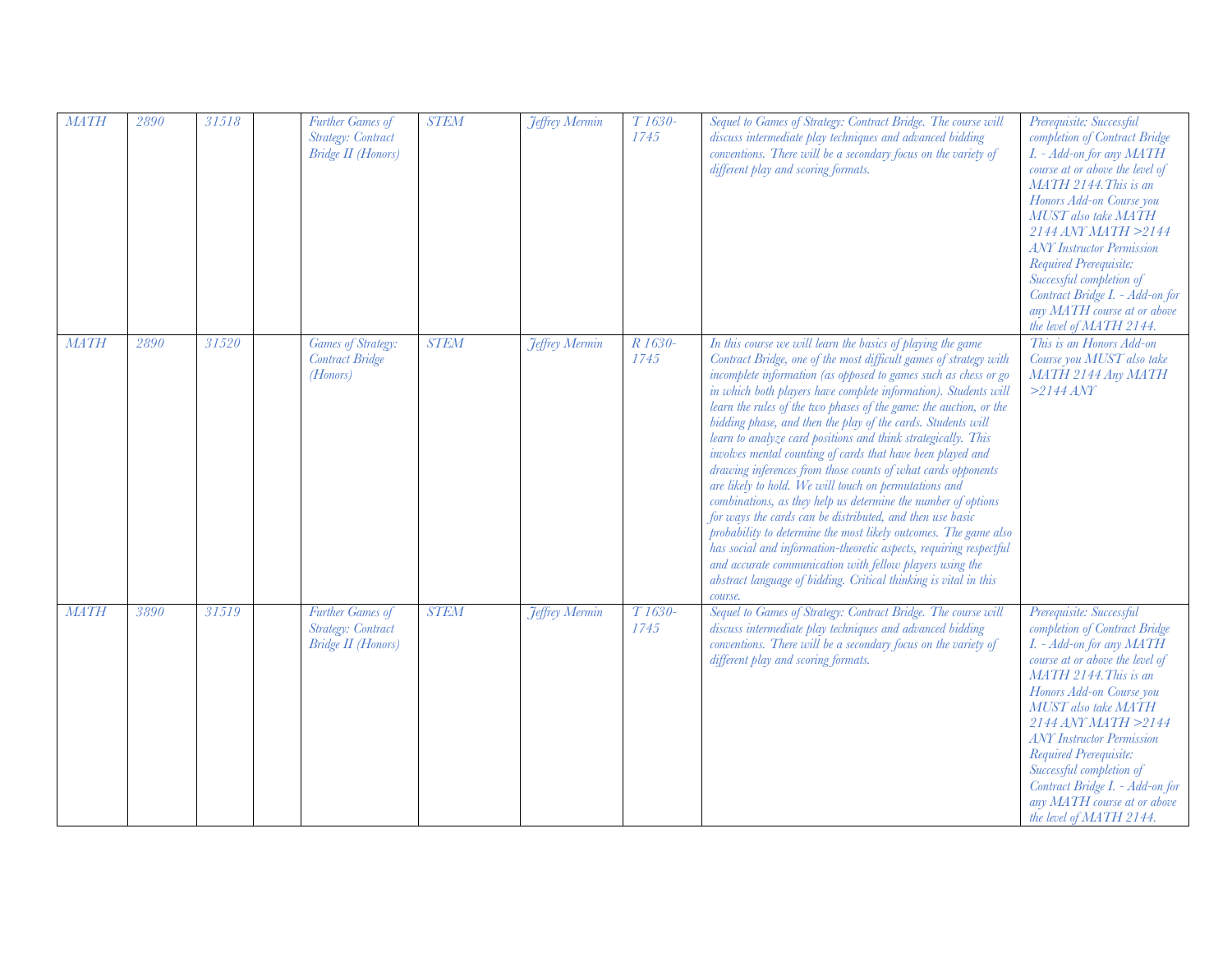| MATH | 2890 | 31518 | | Further Games of Strategy: Contract Bridge II (Honors) | STEM | Jeffrey Mermin | T 1630-1745 | Sequel to Games of Strategy: Contract Bridge. The course will discuss intermediate play techniques and advanced bidding conventions. There will be a secondary focus on the variety of different play and scoring formats. | Prerequisite: Successful completion of Contract Bridge I. - Add-on for any MATH course at or above the level of MATH 2144.This is an Honors Add-on Course you MUST also take MATH 2144 ANY MATH >2144 ANY Instructor Permission Required Prerequisite: Successful completion of Contract Bridge I. - Add-on for any MATH course at or above the level of MATH 2144. |
|---|---|---|---|---|---|---|---|---|---|
| MATH | 2890 | 31520 | | Games of Strategy: Contract Bridge (Honors) | STEM | Jeffrey Mermin | R 1630-1745 | In this course we will learn the basics of playing the game Contract Bridge, one of the most difficult games of strategy with incomplete information (as opposed to games such as chess or go in which both players have complete information). Students will learn the rules of the two phases of the game: the auction, or the bidding phase, and then the play of the cards. Students will learn to analyze card positions and think strategically. This involves mental counting of cards that have been played and drawing inferences from those counts of what cards opponents are likely to hold. We will touch on permutations and combinations, as they help us determine the number of options for ways the cards can be distributed, and then use basic probability to determine the most likely outcomes. The game also has social and information-theoretic aspects, requiring respectful and accurate communication with fellow players using the abstract language of bidding. Critical thinking is vital in this course. | This is an Honors Add-on Course you MUST also take MATH 2144 Any MATH >2144 ANY |
| MATH | 3890 | 31519 | | Further Games of Strategy: Contract Bridge II (Honors) | STEM | Jeffrey Mermin | T 1630-1745 | Sequel to Games of Strategy: Contract Bridge. The course will discuss intermediate play techniques and advanced bidding conventions. There will be a secondary focus on the variety of different play and scoring formats. | Prerequisite: Successful completion of Contract Bridge I. - Add-on for any MATH course at or above the level of MATH 2144.This is an Honors Add-on Course you MUST also take MATH 2144 ANY MATH >2144 ANY Instructor Permission Required Prerequisite: Successful completion of Contract Bridge I. - Add-on for any MATH course at or above the level of MATH 2144. |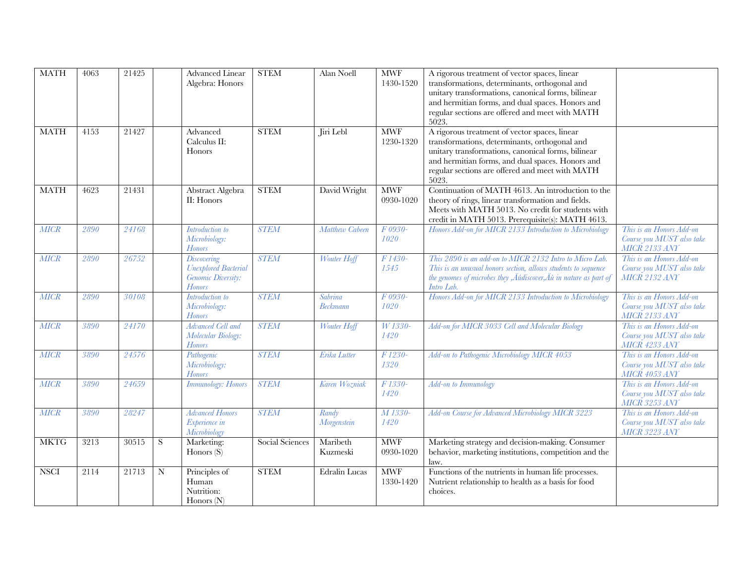| | | | | | | | | | |
|---|---|---|---|---|---|---|---|---|---|
| MATH | 4063 | 21425 | | Advanced Linear Algebra: Honors | STEM | Alan Noell | MWF 1430-1520 | A rigorous treatment of vector spaces, linear transformations, determinants, orthogonal and unitary transformations, canonical forms, bilinear and hermitian forms, and dual spaces. Honors and regular sections are offered and meet with MATH 5023. | |
| MATH | 4153 | 21427 | | Advanced Calculus II: Honors | STEM | Jiri Lebl | MWF 1230-1320 | A rigorous treatment of vector spaces, linear transformations, determinants, orthogonal and unitary transformations, canonical forms, bilinear and hermitian forms, and dual spaces. Honors and regular sections are offered and meet with MATH 5023. | |
| MATH | 4623 | 21431 | | Abstract Algebra II: Honors | STEM | David Wright | MWF 0930-1020 | Continuation of MATH 4613. An introduction to the theory of rings, linear transformation and fields. Meets with MATH 5013. No credit for students with credit in MATH 5013. Prerequisite(s): MATH 4613. | |
| *MICR* | *2890* | *24168* | | *Introduction to Microbiology: Honors* | *STEM* | *Matthew Cabeen* | *F 0930-1020* | *Honors Add-on for MICR 2133 Introduction to Microbiology* | *This is an Honors Add-on Course you MUST also take MICR 2133 ANY* |
| *MICR* | *2890* | *26752* | | *Discovering Unexplored Bacterial Genomic Diversity: Honors* | *STEM* | *Wouter Hoff* | *F 1430-1545* | *This 2890 is an add-on to MICR 2132 Intro to Micro Lab. This is an unusual honors section, allows students to sequence the genomes of microbes they ‚Äúdiscover‚Äù in nature as part of Intro Lab.* | *This is an Honors Add-on Course you MUST also take MICR 2132 ANY* |
| *MICR* | *2890* | *30108* | | *Introduction to Microbiology: Honors* | *STEM* | *Sabrina Beckmann* | *F 0930-1020* | *Honors Add-on for MICR 2133 Introduction to Microbiology* | *This is an Honors Add-on Course you MUST also take MICR 2133 ANY* |
| *MICR* | *3890* | *24170* | | *Advanced Cell and Molecular Biology: Honors* | *STEM* | *Wouter Hoff* | *W 1330-1420* | *Add-on for MICR 3033 Cell and Molecular Biology* | *This is an Honors Add-on Course you MUST also take MICR 4233 ANY* |
| *MICR* | *3890* | *24576* | | *Pathogenic Microbiology: Honors* | *STEM* | *Erika Lutter* | *F 1230-1320* | *Add-on to Pathogenic Microbiology MICR 4053* | *This is an Honors Add-on Course you MUST also take MICR 4053 ANY* |
| *MICR* | *3890* | *24659* | | *Immunology: Honors* | *STEM* | *Karen Wozniak* | *F 1330-1420* | *Add-on to Immunology* | *This is an Honors Add-on Course you MUST also take MICR 3253 ANY* |
| *MICR* | *3890* | *28247* | | *Advanced Honors Experience in Microbiology* | *STEM* | *Randy Morgenstein* | *M 1330-1420* | *Add-on Course for Advanced Microbiology MICR 3223* | *This is an Honors Add-on Course you MUST also take MICR 3223 ANY* |
| MKTG | 3213 | 30515 | S | Marketing: Honors (S) | Social Sciences | Maribeth Kuzmeski | MWF 0930-1020 | Marketing strategy and decision-making. Consumer behavior, marketing institutions, competition and the law. | |
| NSCI | 2114 | 21713 | N | Principles of Human Nutrition: Honors (N) | STEM | Edralin Lucas | MWF 1330-1420 | Functions of the nutrients in human life processes. Nutrient relationship to health as a basis for food choices. | |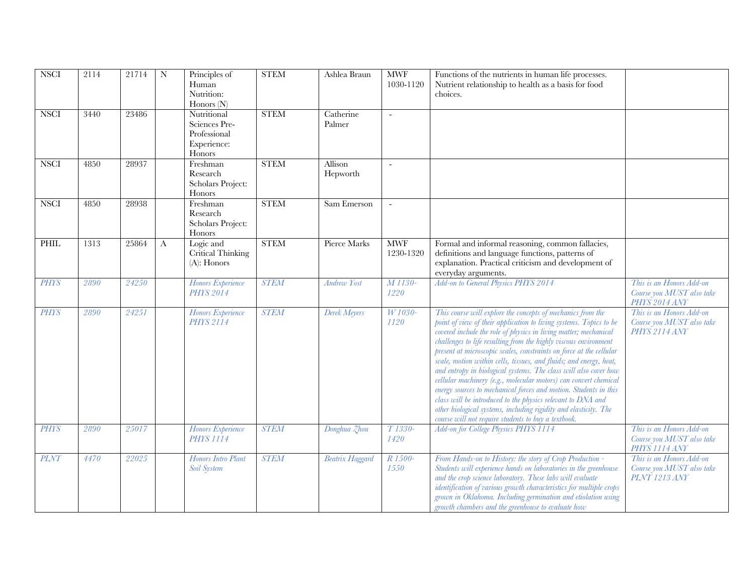| | | | | | | | | | |
|---|---|---|---|---|---|---|---|---|---|
| NSCI | 2114 | 21714 | N | Principles of Human Nutrition: Honors (N) | STEM | Ashlea Braun | MWF 1030-1120 | Functions of the nutrients in human life processes. Nutrient relationship to health as a basis for food choices. | |
| NSCI | 3440 | 23486 | | Nutritional Sciences Pre-Professional Experience: Honors | STEM | Catherine Palmer | - | | |
| NSCI | 4850 | 28937 | | Freshman Research Scholars Project: Honors | STEM | Allison Hepworth | - | | |
| NSCI | 4850 | 28938 | | Freshman Research Scholars Project: Honors | STEM | Sam Emerson | - | | |
| PHIL | 1313 | 25864 | A | Logic and Critical Thinking (A): Honors | STEM | Pierce Marks | MWF 1230-1320 | Formal and informal reasoning, common fallacies, definitions and language functions, patterns of explanation. Practical criticism and development of everyday arguments. | |
| *PHYS* | *2890* | *24250* | | *Honors Experience PHYS 2014* | *STEM* | *Andrew Yost* | *M 1130-1220* | *Add-on to General Physics PHYS 2014* | *This is an Honors Add-on Course you MUST also take PHYS 2014 ANY* |
| *PHYS* | *2890* | *24251* | | *Honors Experience PHYS 2114* | *STEM* | *Derek Meyers* | *W 1030-1120* | *This course will explore the concepts of mechanics from the point of view of their application to living systems. Topics to be covered include the role of physics in living matter; mechanical challenges to life resulting from the highly viscous environment present at microscopic scales, constraints on force at the cellular scale, motion within cells, tissues, and fluids; and energy, heat, and entropy in biological systems. The class will also cover how cellular machinery (e.g., molecular motors) can convert chemical energy sources to mechanical forces and motion. Students in this class will be introduced to the physics relevant to DNA and other biological systems, including rigidity and elasticity. The course will not require students to buy a textbook.* | *This is an Honors Add-on Course you MUST also take PHYS 2114 ANY* |
| *PHYS* | *2890* | *25017* | | *Honors Experience PHYS 1114* | *STEM* | *Donghua Zhou* | *T 1330-1420* | *Add-on for College Physics PHYS 1114* | *This is an Honors Add-on Course you MUST also take PHYS 1114 ANY* |
| *PLNT* | *4470* | *22025* | | *Honors Intro Plant Soil System* | *STEM* | *Beatrix Haggard* | *R 1500-1550* | *From Hands-on to History: the story of Crop Production - Students will experience hands on laboratories in the greenhouse and the crop science laboratory. These labs will evaluate identification of various growth characteristics for multiple crops grown in Oklahoma. Including germination and etiolation using growth chambers and the greenhouse to evaluate how* | *This is an Honors Add-on Course you MUST also take PLNT 1213 ANY* |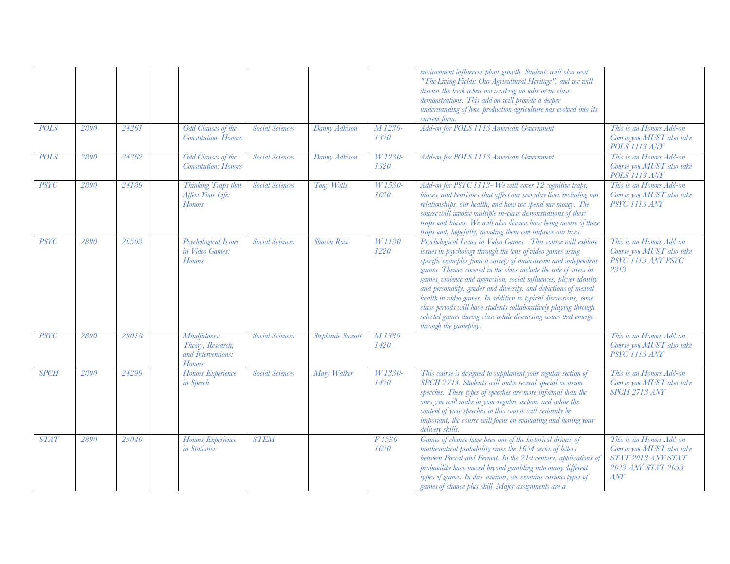| | | | | | | | | | |
|---|---|---|---|---|---|---|---|---|---|
| | | | | | | | | environment influences plant growth. Students will also read "The Living Fields: Our Agricultural Heritage", and we will discuss the book when not working on labs or in-class demonstrations. This add on will provide a deeper understanding of how production agriculture has evolved into its current form. | |
| POLS | 2890 | 24261 | | Odd Clauses of the Constitution: Honors | Social Sciences | Danny Adkison | M 1230-1320 | Add-on for POLS 1113 American Government | This is an Honors Add-on Course you MUST also take POLS 1113 ANY |
| POLS | 2890 | 24262 | | Odd Clauses of the Constitution: Honors | Social Sciences | Danny Adkison | W 1230-1320 | Add-on for POLS 1113 American Government | This is an Honors Add-on Course you MUST also take POLS 1113 ANY |
| PSYC | 2890 | 24189 | | Thinking Traps that Affect Your Life: Honors | Social Sciences | Tony Wells | W 1530-1620 | Add-on for PSYC 1113- We will cover 12 cognitive traps, biases, and heuristics that affect our everyday lives including our relationships, our health, and how we spend our money. The course will involve multiple in-class demonstrations of these traps and biases. We will also discuss how being aware of these traps and, hopefully, avoiding them can improve our lives. | This is an Honors Add-on Course you MUST also take PSYC 1113 ANY |
| PSYC | 2890 | 26503 | | Psychological Issues in Video Games: Honors | Social Sciences | Shawn Rose | W 1130-1220 | Psychological Issues in Video Games - This course will explore issues in psychology through the lens of video games using specific examples from a variety of mainstream and independent games. Themes covered in the class include the role of stress in games, violence and aggression, social influences, player identity and personality, gender and diversity, and depictions of mental health in video games. In addition to typical discussions, some class periods will have students collaboratively playing through selected games during class while discussing issues that emerge through the gameplay. | This is an Honors Add-on Course you MUST also take PSYC 1113 ANY PSYC 2313 |
| PSYC | 2890 | 29018 | | Mindfulness: Theory, Research, and Interventions: Honors | Social Sciences | Stephanie Sweatt | M 1330-1420 | | This is an Honors Add-on Course you MUST also take PSYC 1113 ANY |
| SPCH | 2890 | 24299 | | Honors Experience in Speech | Social Sciences | Mary Walker | W 1330-1420 | This course is designed to supplement your regular section of SPCH 2713. Students will make several special occasion speeches. These types of speeches are more informal than the ones you will make in your regular section, and while the content of your speeches in this course will certainly be important, the course will focus on evaluating and honing your delivery skills. | This is an Honors Add-on Course you MUST also take SPCH 2713 ANY |
| STAT | 2890 | 25040 | | Honors Experience in Statistics | STEM | | F 1530-1620 | Games of chance have been one of the historical drivers of mathematical probability since the 1654 series of letters between Pascal and Fermat. In the 21st century, applications of probability have moved beyond gambling into many different types of games. In this seminar, we examine various types of games of chance plus skill. Major assignments are a | This is an Honors Add-on Course you MUST also take STAT 2013 ANY STAT 2023 ANY STAT 2053 ANY |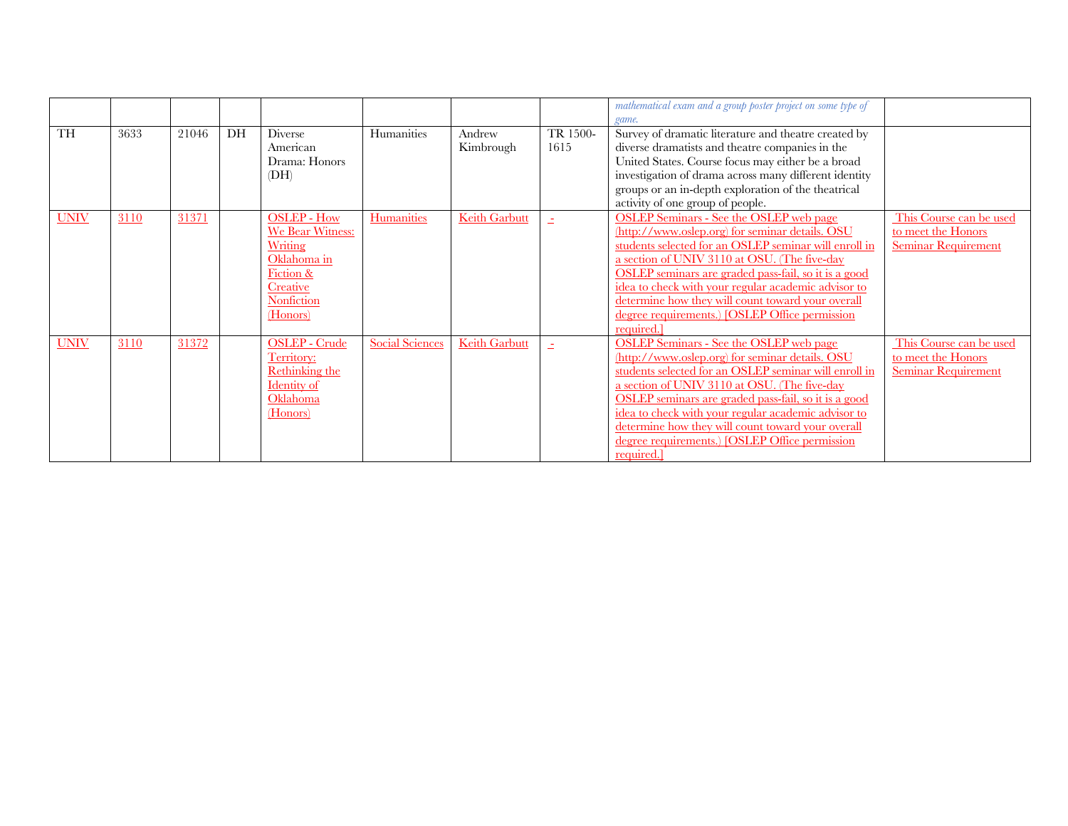| | | | | | | | | | |
|---|---|---|---|---|---|---|---|---|---|
| | | | | | | | | *mathematical exam and a group poster project on some type of game.* | |
| TH | 3633 | 21046 | DH | Diverse American Drama: Honors (DH) | Humanities | Andrew Kimbrough | TR 1500-1615 | Survey of dramatic literature and theatre created by diverse dramatists and theatre companies in the United States. Course focus may either be a broad investigation of drama across many different identity groups or an in-depth exploration of the theatrical activity of one group of people. | |
| UNIV | 3110 | 31371 | | OSLEP - How We Bear Witness: Writing Oklahoma in Fiction & Creative Nonfiction (Honors) | Humanities | Keith Garbutt | - | OSLEP Seminars - See the OSLEP web page (http://www.oslep.org) for seminar details. OSU students selected for an OSLEP seminar will enroll in a section of UNIV 3110 at OSU. (The five-day OSLEP seminars are graded pass-fail, so it is a good idea to check with your regular academic advisor to determine how they will count toward your overall degree requirements.) [OSLEP Office permission required.] | This Course can be used to meet the Honors Seminar Requirement |
| UNIV | 3110 | 31372 | | OSLEP - Crude Territory: Rethinking the Identity of Oklahoma (Honors) | Social Sciences | Keith Garbutt | - | OSLEP Seminars - See the OSLEP web page (http://www.oslep.org) for seminar details. OSU students selected for an OSLEP seminar will enroll in a section of UNIV 3110 at OSU. (The five-day OSLEP seminars are graded pass-fail, so it is a good idea to check with your regular academic advisor to determine how they will count toward your overall degree requirements.) [OSLEP Office permission required.] | This Course can be used to meet the Honors Seminar Requirement |